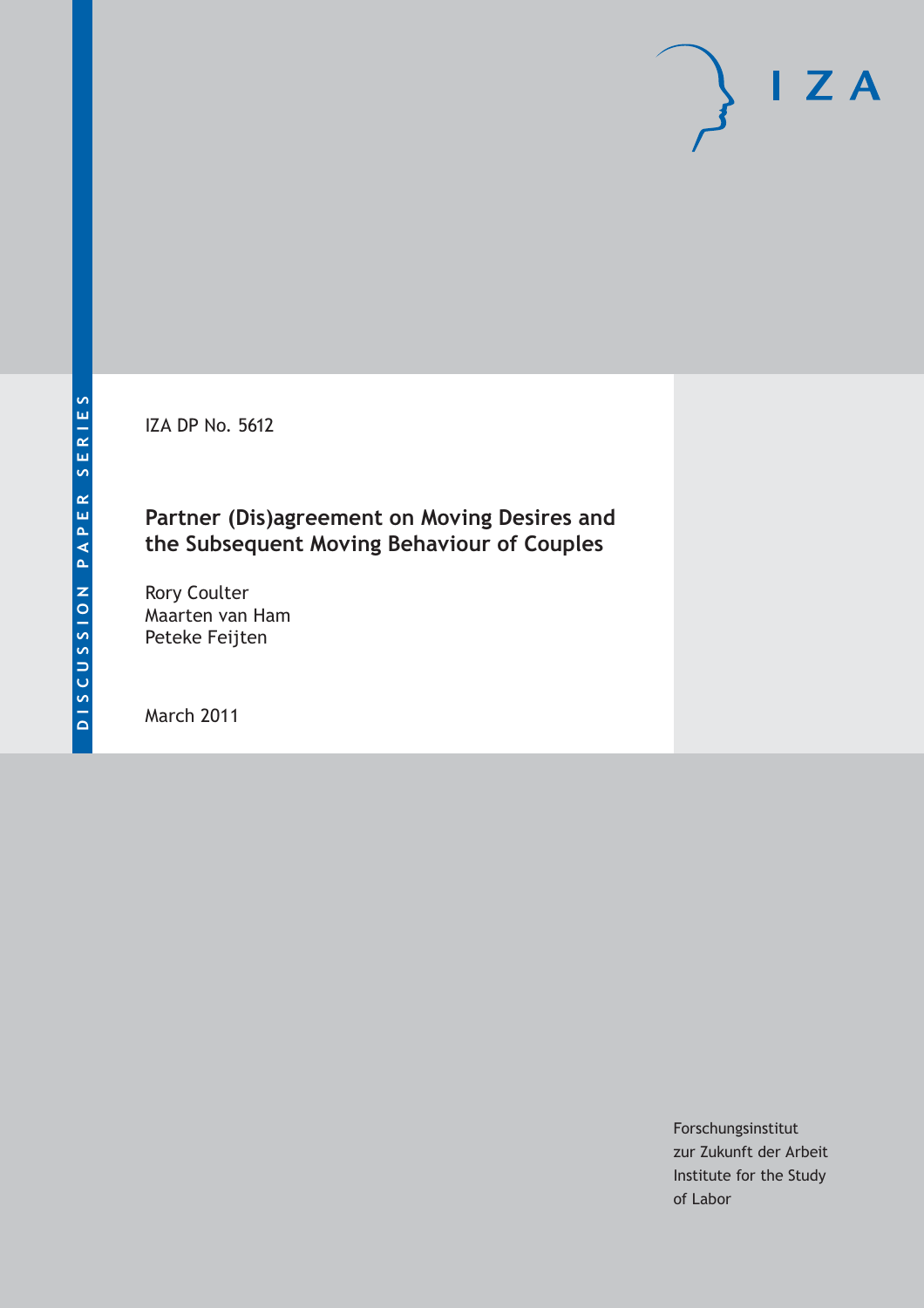IZA DP No. 5612

# Partner (Dis)agreement on Moving Desires and the Subsequent Moving Behaviour of Couples

Rory Coulter
Maarten van Ham
Peteke Feijten

March 2011

Forschungsinstitut
zur Zukunft der Arbeit
Institute for the Study
of Labor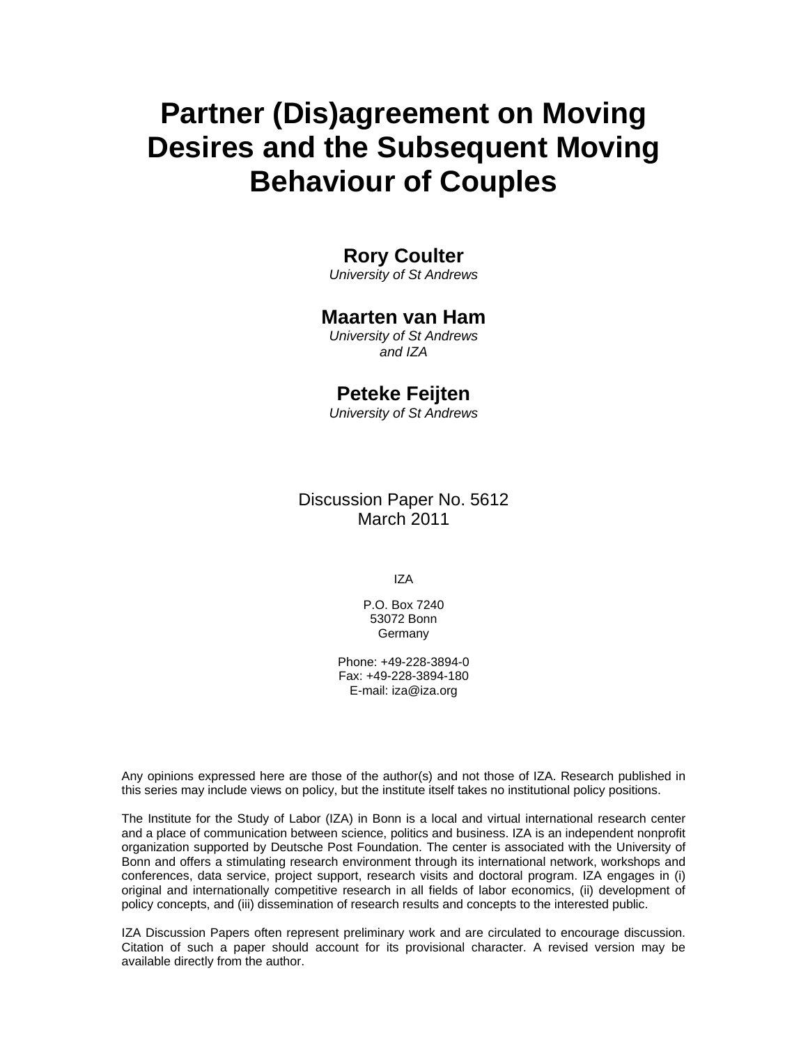# Partner (Dis)agreement on Moving Desires and the Subsequent Moving Behaviour of Couples

**Rory Coulter**
*University of St Andrews*

**Maarten van Ham**
*University of St Andrews and IZA*

**Peteke Feijten**
*University of St Andrews*

Discussion Paper No. 5612
March 2011

IZA

P.O. Box 7240
53072 Bonn
Germany

Phone: +49-228-3894-0
Fax: +49-228-3894-180
E-mail: iza@iza.org

Any opinions expressed here are those of the author(s) and not those of IZA. Research published in this series may include views on policy, but the institute itself takes no institutional policy positions.

The Institute for the Study of Labor (IZA) in Bonn is a local and virtual international research center and a place of communication between science, politics and business. IZA is an independent nonprofit organization supported by Deutsche Post Foundation. The center is associated with the University of Bonn and offers a stimulating research environment through its international network, workshops and conferences, data service, project support, research visits and doctoral program. IZA engages in (i) original and internationally competitive research in all fields of labor economics, (ii) development of policy concepts, and (iii) dissemination of research results and concepts to the interested public.

IZA Discussion Papers often represent preliminary work and are circulated to encourage discussion. Citation of such a paper should account for its provisional character. A revised version may be available directly from the author.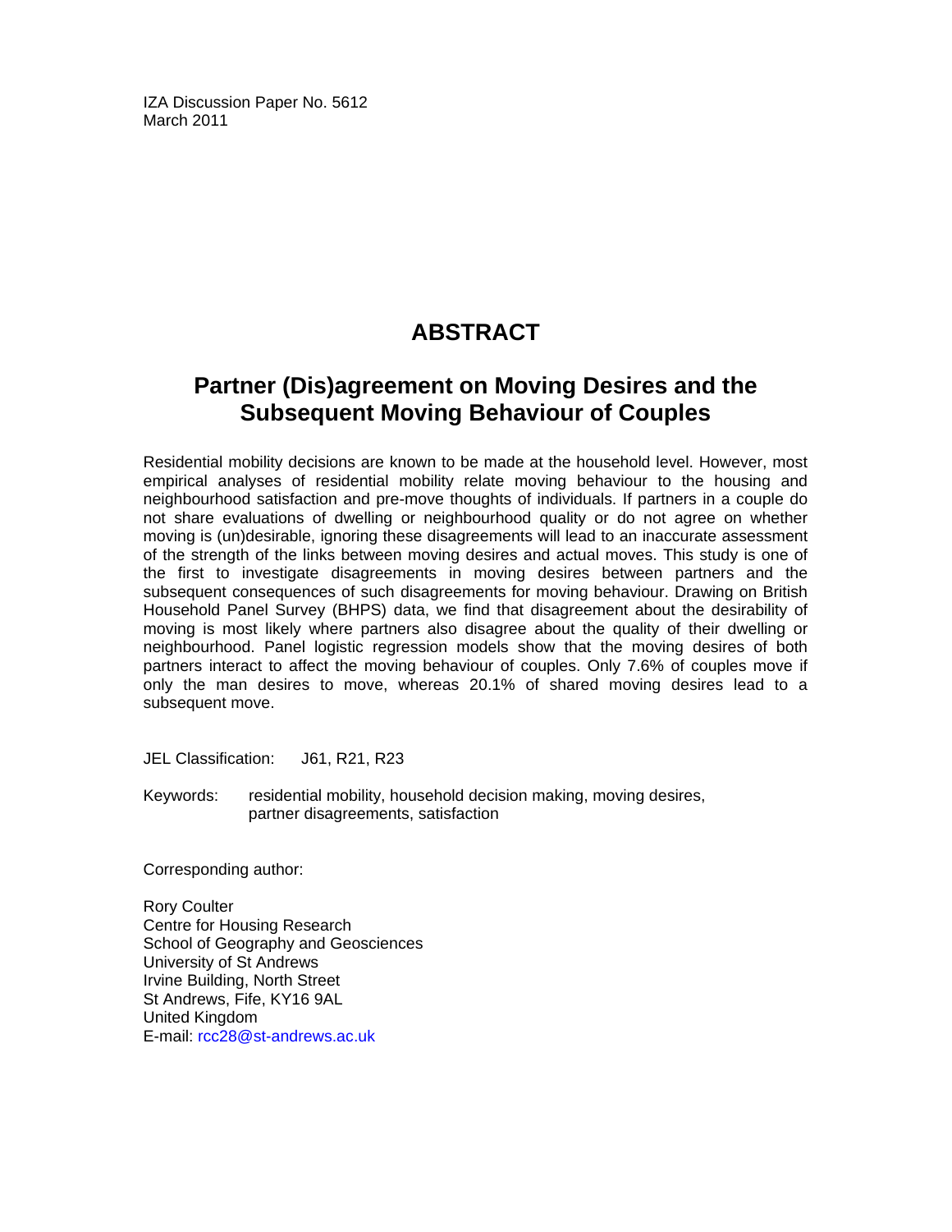IZA Discussion Paper No. 5612
March 2011

# ABSTRACT

## Partner (Dis)agreement on Moving Desires and the Subsequent Moving Behaviour of Couples

Residential mobility decisions are known to be made at the household level. However, most empirical analyses of residential mobility relate moving behaviour to the housing and neighbourhood satisfaction and pre-move thoughts of individuals. If partners in a couple do not share evaluations of dwelling or neighbourhood quality or do not agree on whether moving is (un)desirable, ignoring these disagreements will lead to an inaccurate assessment of the strength of the links between moving desires and actual moves. This study is one of the first to investigate disagreements in moving desires between partners and the subsequent consequences of such disagreements for moving behaviour. Drawing on British Household Panel Survey (BHPS) data, we find that disagreement about the desirability of moving is most likely where partners also disagree about the quality of their dwelling or neighbourhood. Panel logistic regression models show that the moving desires of both partners interact to affect the moving behaviour of couples. Only 7.6% of couples move if only the man desires to move, whereas 20.1% of shared moving desires lead to a subsequent move.

JEL Classification: J61, R21, R23

Keywords: residential mobility, household decision making, moving desires, partner disagreements, satisfaction

Corresponding author:

Rory Coulter
Centre for Housing Research
School of Geography and Geosciences
University of St Andrews
Irvine Building, North Street
St Andrews, Fife, KY16 9AL
United Kingdom
E-mail: rcc28@st-andrews.ac.uk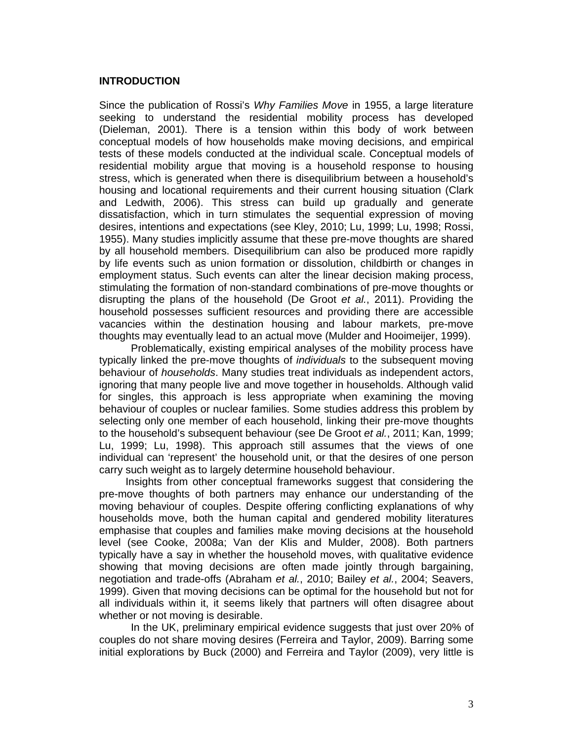## INTRODUCTION

Since the publication of Rossi's *Why Families Move* in 1955, a large literature seeking to understand the residential mobility process has developed (Dieleman, 2001). There is a tension within this body of work between conceptual models of how households make moving decisions, and empirical tests of these models conducted at the individual scale. Conceptual models of residential mobility argue that moving is a household response to housing stress, which is generated when there is disequilibrium between a household's housing and locational requirements and their current housing situation (Clark and Ledwith, 2006). This stress can build up gradually and generate dissatisfaction, which in turn stimulates the sequential expression of moving desires, intentions and expectations (see Kley, 2010; Lu, 1999; Lu, 1998; Rossi, 1955). Many studies implicitly assume that these pre-move thoughts are shared by all household members. Disequilibrium can also be produced more rapidly by life events such as union formation or dissolution, childbirth or changes in employment status. Such events can alter the linear decision making process, stimulating the formation of non-standard combinations of pre-move thoughts or disrupting the plans of the household (De Groot *et al.*, 2011). Providing the household possesses sufficient resources and providing there are accessible vacancies within the destination housing and labour markets, pre-move thoughts may eventually lead to an actual move (Mulder and Hooimeijer, 1999).

Problematically, existing empirical analyses of the mobility process have typically linked the pre-move thoughts of *individuals* to the subsequent moving behaviour of *households*. Many studies treat individuals as independent actors, ignoring that many people live and move together in households. Although valid for singles, this approach is less appropriate when examining the moving behaviour of couples or nuclear families. Some studies address this problem by selecting only one member of each household, linking their pre-move thoughts to the household's subsequent behaviour (see De Groot *et al.*, 2011; Kan, 1999; Lu, 1999; Lu, 1998). This approach still assumes that the views of one individual can 'represent' the household unit, or that the desires of one person carry such weight as to largely determine household behaviour.

Insights from other conceptual frameworks suggest that considering the pre-move thoughts of both partners may enhance our understanding of the moving behaviour of couples. Despite offering conflicting explanations of why households move, both the human capital and gendered mobility literatures emphasise that couples and families make moving decisions at the household level (see Cooke, 2008a; Van der Klis and Mulder, 2008). Both partners typically have a say in whether the household moves, with qualitative evidence showing that moving decisions are often made jointly through bargaining, negotiation and trade-offs (Abraham *et al.*, 2010; Bailey *et al.*, 2004; Seavers, 1999). Given that moving decisions can be optimal for the household but not for all individuals within it, it seems likely that partners will often disagree about whether or not moving is desirable.

In the UK, preliminary empirical evidence suggests that just over 20% of couples do not share moving desires (Ferreira and Taylor, 2009). Barring some initial explorations by Buck (2000) and Ferreira and Taylor (2009), very little is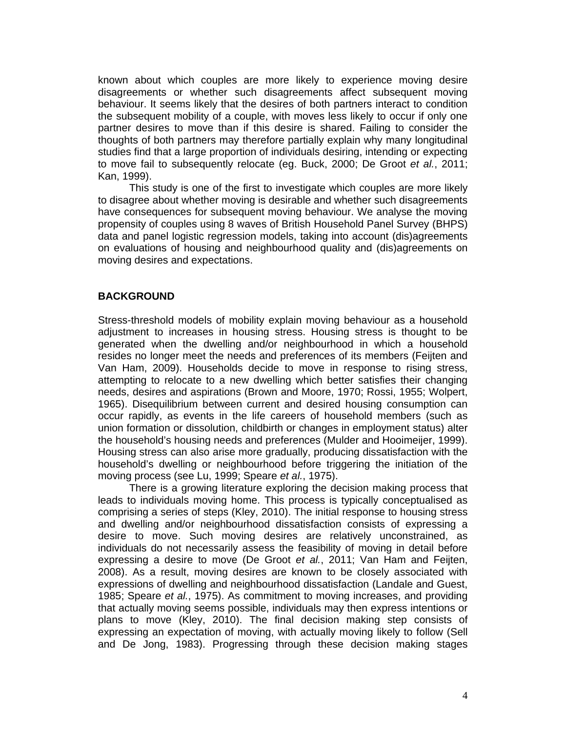known about which couples are more likely to experience moving desire disagreements or whether such disagreements affect subsequent moving behaviour. It seems likely that the desires of both partners interact to condition the subsequent mobility of a couple, with moves less likely to occur if only one partner desires to move than if this desire is shared. Failing to consider the thoughts of both partners may therefore partially explain why many longitudinal studies find that a large proportion of individuals desiring, intending or expecting to move fail to subsequently relocate (eg. Buck, 2000; De Groot *et al.*, 2011; Kan, 1999).

This study is one of the first to investigate which couples are more likely to disagree about whether moving is desirable and whether such disagreements have consequences for subsequent moving behaviour. We analyse the moving propensity of couples using 8 waves of British Household Panel Survey (BHPS) data and panel logistic regression models, taking into account (dis)agreements on evaluations of housing and neighbourhood quality and (dis)agreements on moving desires and expectations.

## BACKGROUND

Stress-threshold models of mobility explain moving behaviour as a household adjustment to increases in housing stress. Housing stress is thought to be generated when the dwelling and/or neighbourhood in which a household resides no longer meet the needs and preferences of its members (Feijten and Van Ham, 2009). Households decide to move in response to rising stress, attempting to relocate to a new dwelling which better satisfies their changing needs, desires and aspirations (Brown and Moore, 1970; Rossi, 1955; Wolpert, 1965). Disequilibrium between current and desired housing consumption can occur rapidly, as events in the life careers of household members (such as union formation or dissolution, childbirth or changes in employment status) alter the household's housing needs and preferences (Mulder and Hooimeijer, 1999). Housing stress can also arise more gradually, producing dissatisfaction with the household's dwelling or neighbourhood before triggering the initiation of the moving process (see Lu, 1999; Speare *et al.*, 1975).

There is a growing literature exploring the decision making process that leads to individuals moving home. This process is typically conceptualised as comprising a series of steps (Kley, 2010). The initial response to housing stress and dwelling and/or neighbourhood dissatisfaction consists of expressing a desire to move. Such moving desires are relatively unconstrained, as individuals do not necessarily assess the feasibility of moving in detail before expressing a desire to move (De Groot *et al.*, 2011; Van Ham and Feijten, 2008). As a result, moving desires are known to be closely associated with expressions of dwelling and neighbourhood dissatisfaction (Landale and Guest, 1985; Speare *et al.*, 1975). As commitment to moving increases, and providing that actually moving seems possible, individuals may then express intentions or plans to move (Kley, 2010). The final decision making step consists of expressing an expectation of moving, with actually moving likely to follow (Sell and De Jong, 1983). Progressing through these decision making stages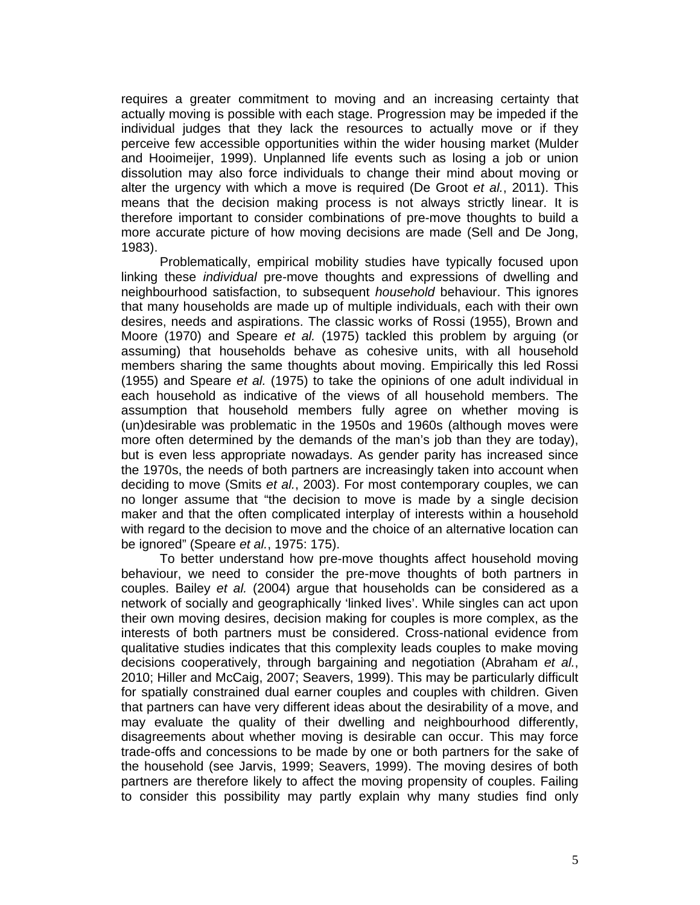requires a greater commitment to moving and an increasing certainty that actually moving is possible with each stage. Progression may be impeded if the individual judges that they lack the resources to actually move or if they perceive few accessible opportunities within the wider housing market (Mulder and Hooimeijer, 1999). Unplanned life events such as losing a job or union dissolution may also force individuals to change their mind about moving or alter the urgency with which a move is required (De Groot *et al.*, 2011). This means that the decision making process is not always strictly linear. It is therefore important to consider combinations of pre-move thoughts to build a more accurate picture of how moving decisions are made (Sell and De Jong, 1983).

Problematically, empirical mobility studies have typically focused upon linking these *individual* pre-move thoughts and expressions of dwelling and neighbourhood satisfaction, to subsequent *household* behaviour. This ignores that many households are made up of multiple individuals, each with their own desires, needs and aspirations. The classic works of Rossi (1955), Brown and Moore (1970) and Speare *et al.* (1975) tackled this problem by arguing (or assuming) that households behave as cohesive units, with all household members sharing the same thoughts about moving. Empirically this led Rossi (1955) and Speare *et al.* (1975) to take the opinions of one adult individual in each household as indicative of the views of all household members. The assumption that household members fully agree on whether moving is (un)desirable was problematic in the 1950s and 1960s (although moves were more often determined by the demands of the man's job than they are today), but is even less appropriate nowadays. As gender parity has increased since the 1970s, the needs of both partners are increasingly taken into account when deciding to move (Smits *et al.*, 2003). For most contemporary couples, we can no longer assume that "the decision to move is made by a single decision maker and that the often complicated interplay of interests within a household with regard to the decision to move and the choice of an alternative location can be ignored" (Speare *et al.*, 1975: 175).

To better understand how pre-move thoughts affect household moving behaviour, we need to consider the pre-move thoughts of both partners in couples. Bailey *et al.* (2004) argue that households can be considered as a network of socially and geographically 'linked lives'. While singles can act upon their own moving desires, decision making for couples is more complex, as the interests of both partners must be considered. Cross-national evidence from qualitative studies indicates that this complexity leads couples to make moving decisions cooperatively, through bargaining and negotiation (Abraham *et al.*, 2010; Hiller and McCaig, 2007; Seavers, 1999). This may be particularly difficult for spatially constrained dual earner couples and couples with children. Given that partners can have very different ideas about the desirability of a move, and may evaluate the quality of their dwelling and neighbourhood differently, disagreements about whether moving is desirable can occur. This may force trade-offs and concessions to be made by one or both partners for the sake of the household (see Jarvis, 1999; Seavers, 1999). The moving desires of both partners are therefore likely to affect the moving propensity of couples. Failing to consider this possibility may partly explain why many studies find only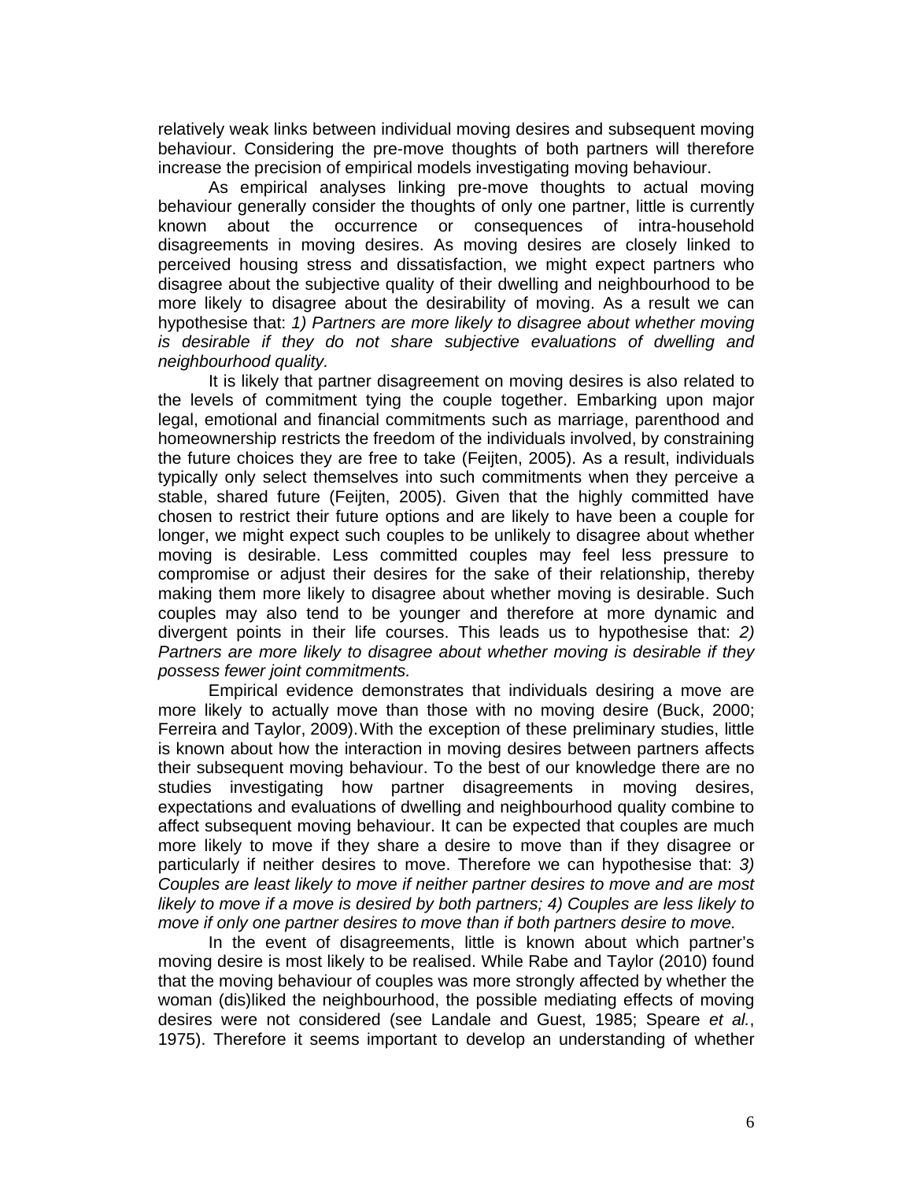relatively weak links between individual moving desires and subsequent moving behaviour. Considering the pre-move thoughts of both partners will therefore increase the precision of empirical models investigating moving behaviour.

As empirical analyses linking pre-move thoughts to actual moving behaviour generally consider the thoughts of only one partner, little is currently known about the occurrence or consequences of intra-household disagreements in moving desires. As moving desires are closely linked to perceived housing stress and dissatisfaction, we might expect partners who disagree about the subjective quality of their dwelling and neighbourhood to be more likely to disagree about the desirability of moving. As a result we can hypothesise that: *1) Partners are more likely to disagree about whether moving is desirable if they do not share subjective evaluations of dwelling and neighbourhood quality.*

It is likely that partner disagreement on moving desires is also related to the levels of commitment tying the couple together. Embarking upon major legal, emotional and financial commitments such as marriage, parenthood and homeownership restricts the freedom of the individuals involved, by constraining the future choices they are free to take (Feijten, 2005). As a result, individuals typically only select themselves into such commitments when they perceive a stable, shared future (Feijten, 2005). Given that the highly committed have chosen to restrict their future options and are likely to have been a couple for longer, we might expect such couples to be unlikely to disagree about whether moving is desirable. Less committed couples may feel less pressure to compromise or adjust their desires for the sake of their relationship, thereby making them more likely to disagree about whether moving is desirable. Such couples may also tend to be younger and therefore at more dynamic and divergent points in their life courses. This leads us to hypothesise that: *2) Partners are more likely to disagree about whether moving is desirable if they possess fewer joint commitments.*

Empirical evidence demonstrates that individuals desiring a move are more likely to actually move than those with no moving desire (Buck, 2000; Ferreira and Taylor, 2009). With the exception of these preliminary studies, little is known about how the interaction in moving desires between partners affects their subsequent moving behaviour. To the best of our knowledge there are no studies investigating how partner disagreements in moving desires, expectations and evaluations of dwelling and neighbourhood quality combine to affect subsequent moving behaviour. It can be expected that couples are much more likely to move if they share a desire to move than if they disagree or particularly if neither desires to move. Therefore we can hypothesise that: *3) Couples are least likely to move if neither partner desires to move and are most likely to move if a move is desired by both partners; 4) Couples are less likely to move if only one partner desires to move than if both partners desire to move.*

In the event of disagreements, little is known about which partner's moving desire is most likely to be realised. While Rabe and Taylor (2010) found that the moving behaviour of couples was more strongly affected by whether the woman (dis)liked the neighbourhood, the possible mediating effects of moving desires were not considered (see Landale and Guest, 1985; Speare *et al.*, 1975). Therefore it seems important to develop an understanding of whether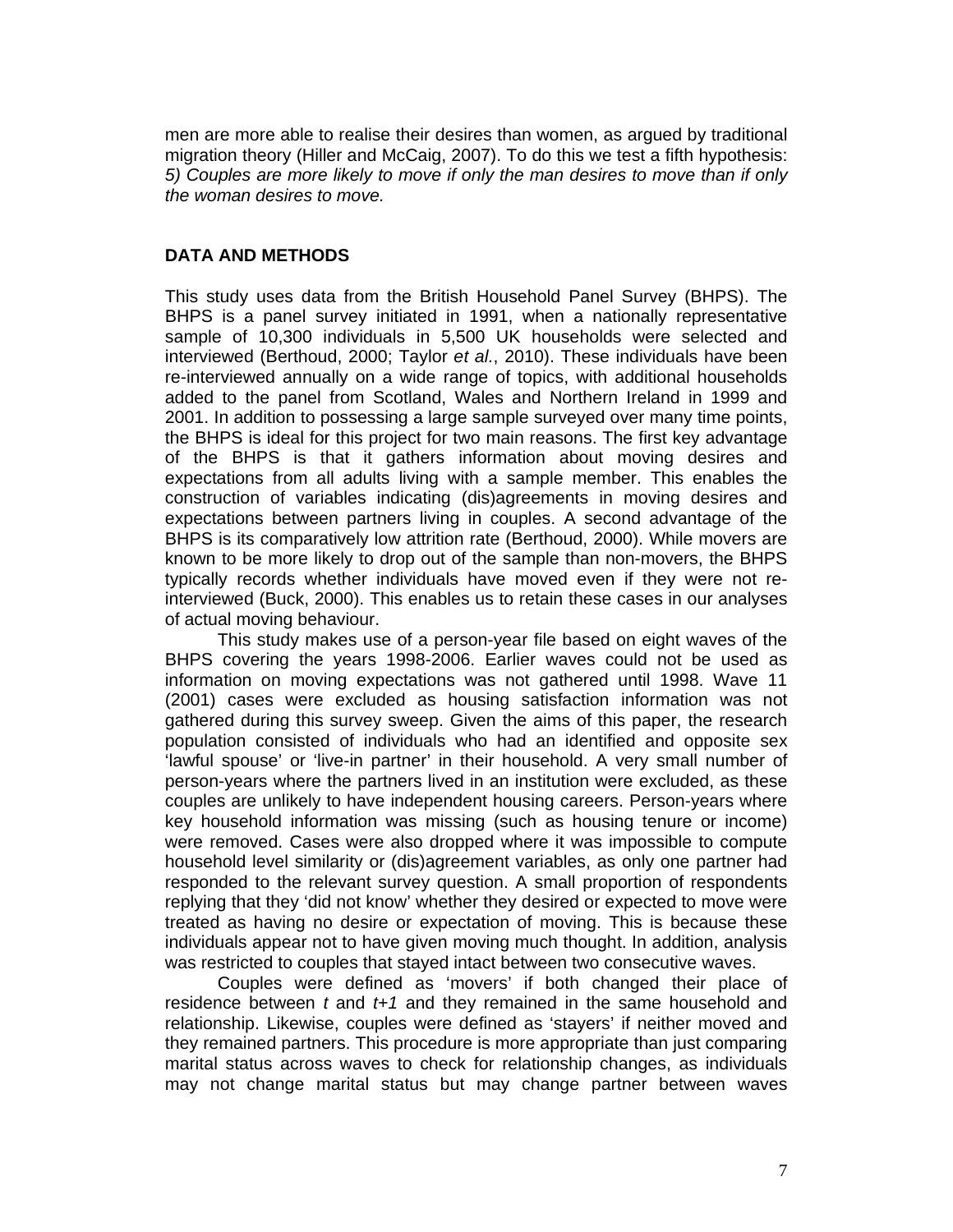men are more able to realise their desires than women, as argued by traditional migration theory (Hiller and McCaig, 2007). To do this we test a fifth hypothesis: *5) Couples are more likely to move if only the man desires to move than if only the woman desires to move.*

## DATA AND METHODS

This study uses data from the British Household Panel Survey (BHPS). The BHPS is a panel survey initiated in 1991, when a nationally representative sample of 10,300 individuals in 5,500 UK households were selected and interviewed (Berthoud, 2000; Taylor *et al.*, 2010). These individuals have been re-interviewed annually on a wide range of topics, with additional households added to the panel from Scotland, Wales and Northern Ireland in 1999 and 2001. In addition to possessing a large sample surveyed over many time points, the BHPS is ideal for this project for two main reasons. The first key advantage of the BHPS is that it gathers information about moving desires and expectations from all adults living with a sample member. This enables the construction of variables indicating (dis)agreements in moving desires and expectations between partners living in couples. A second advantage of the BHPS is its comparatively low attrition rate (Berthoud, 2000). While movers are known to be more likely to drop out of the sample than non-movers, the BHPS typically records whether individuals have moved even if they were not re-interviewed (Buck, 2000). This enables us to retain these cases in our analyses of actual moving behaviour.

This study makes use of a person-year file based on eight waves of the BHPS covering the years 1998-2006. Earlier waves could not be used as information on moving expectations was not gathered until 1998. Wave 11 (2001) cases were excluded as housing satisfaction information was not gathered during this survey sweep. Given the aims of this paper, the research population consisted of individuals who had an identified and opposite sex 'lawful spouse' or 'live-in partner' in their household. A very small number of person-years where the partners lived in an institution were excluded, as these couples are unlikely to have independent housing careers. Person-years where key household information was missing (such as housing tenure or income) were removed. Cases were also dropped where it was impossible to compute household level similarity or (dis)agreement variables, as only one partner had responded to the relevant survey question. A small proportion of respondents replying that they 'did not know' whether they desired or expected to move were treated as having no desire or expectation of moving. This is because these individuals appear not to have given moving much thought. In addition, analysis was restricted to couples that stayed intact between two consecutive waves.

Couples were defined as 'movers' if both changed their place of residence between $t$ and $t+1$ and they remained in the same household and relationship. Likewise, couples were defined as 'stayers' if neither moved and they remained partners. This procedure is more appropriate than just comparing marital status across waves to check for relationship changes, as individuals may not change marital status but may change partner between waves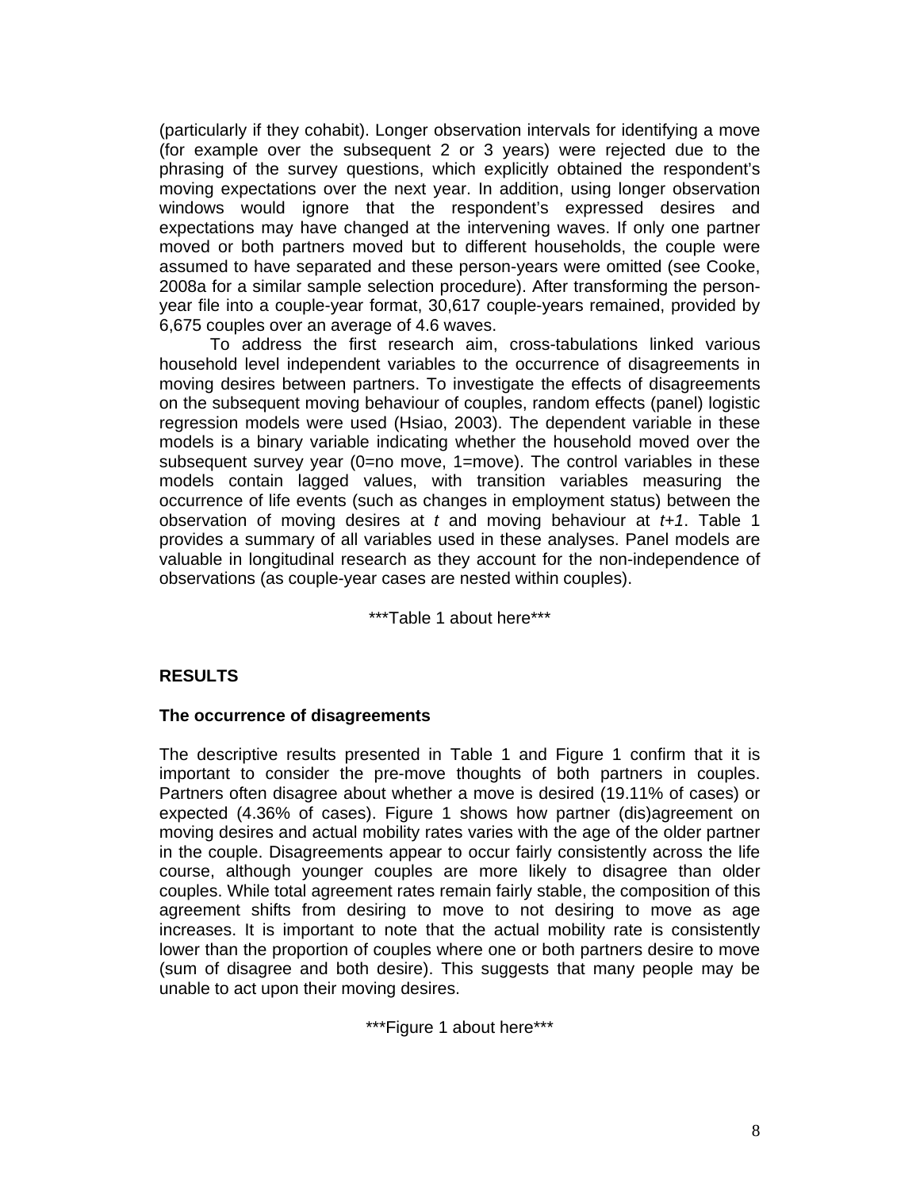(particularly if they cohabit). Longer observation intervals for identifying a move (for example over the subsequent 2 or 3 years) were rejected due to the phrasing of the survey questions, which explicitly obtained the respondent's moving expectations over the next year. In addition, using longer observation windows would ignore that the respondent's expressed desires and expectations may have changed at the intervening waves. If only one partner moved or both partners moved but to different households, the couple were assumed to have separated and these person-years were omitted (see Cooke, 2008a for a similar sample selection procedure). After transforming the person-year file into a couple-year format, 30,617 couple-years remained, provided by 6,675 couples over an average of 4.6 waves.

To address the first research aim, cross-tabulations linked various household level independent variables to the occurrence of disagreements in moving desires between partners. To investigate the effects of disagreements on the subsequent moving behaviour of couples, random effects (panel) logistic regression models were used (Hsiao, 2003). The dependent variable in these models is a binary variable indicating whether the household moved over the subsequent survey year (0=no move, 1=move). The control variables in these models contain lagged values, with transition variables measuring the occurrence of life events (such as changes in employment status) between the observation of moving desires at $t$ and moving behaviour at $t+1$. Table 1 provides a summary of all variables used in these analyses. Panel models are valuable in longitudinal research as they account for the non-independence of observations (as couple-year cases are nested within couples).

\*\*\*Table 1 about here\*\*\*

## RESULTS

### The occurrence of disagreements

The descriptive results presented in Table 1 and Figure 1 confirm that it is important to consider the pre-move thoughts of both partners in couples. Partners often disagree about whether a move is desired (19.11% of cases) or expected (4.36% of cases). Figure 1 shows how partner (dis)agreement on moving desires and actual mobility rates varies with the age of the older partner in the couple. Disagreements appear to occur fairly consistently across the life course, although younger couples are more likely to disagree than older couples. While total agreement rates remain fairly stable, the composition of this agreement shifts from desiring to move to not desiring to move as age increases. It is important to note that the actual mobility rate is consistently lower than the proportion of couples where one or both partners desire to move (sum of disagree and both desire). This suggests that many people may be unable to act upon their moving desires.

\*\*\*Figure 1 about here\*\*\*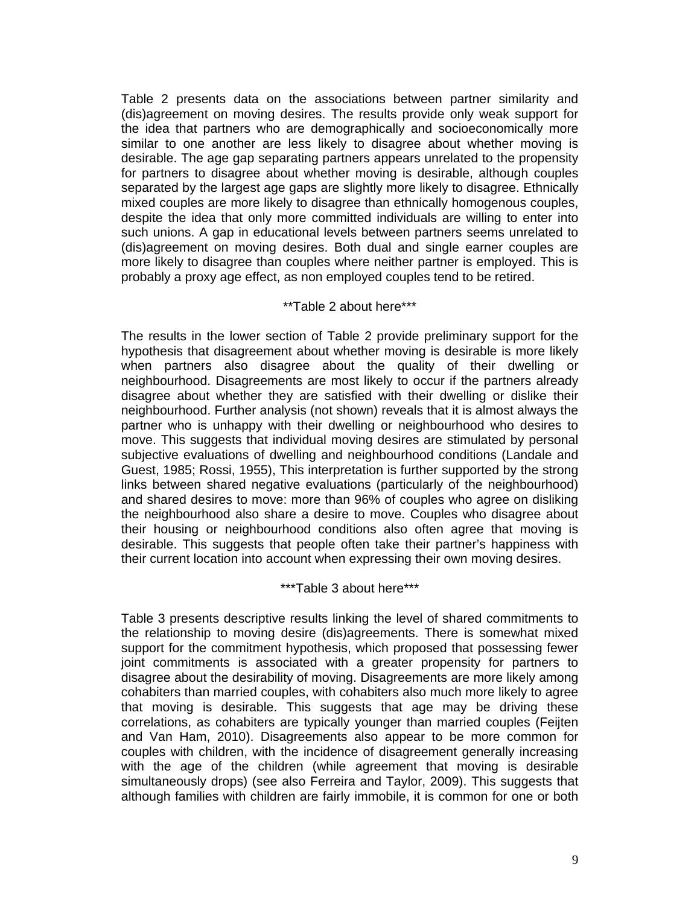Table 2 presents data on the associations between partner similarity and (dis)agreement on moving desires. The results provide only weak support for the idea that partners who are demographically and socioeconomically more similar to one another are less likely to disagree about whether moving is desirable. The age gap separating partners appears unrelated to the propensity for partners to disagree about whether moving is desirable, although couples separated by the largest age gaps are slightly more likely to disagree. Ethnically mixed couples are more likely to disagree than ethnically homogenous couples, despite the idea that only more committed individuals are willing to enter into such unions. A gap in educational levels between partners seems unrelated to (dis)agreement on moving desires. Both dual and single earner couples are more likely to disagree than couples where neither partner is employed. This is probably a proxy age effect, as non employed couples tend to be retired.

**Table 2 about here***

The results in the lower section of Table 2 provide preliminary support for the hypothesis that disagreement about whether moving is desirable is more likely when partners also disagree about the quality of their dwelling or neighbourhood. Disagreements are most likely to occur if the partners already disagree about whether they are satisfied with their dwelling or dislike their neighbourhood. Further analysis (not shown) reveals that it is almost always the partner who is unhappy with their dwelling or neighbourhood who desires to move. This suggests that individual moving desires are stimulated by personal subjective evaluations of dwelling and neighbourhood conditions (Landale and Guest, 1985; Rossi, 1955), This interpretation is further supported by the strong links between shared negative evaluations (particularly of the neighbourhood) and shared desires to move: more than 96% of couples who agree on disliking the neighbourhood also share a desire to move. Couples who disagree about their housing or neighbourhood conditions also often agree that moving is desirable. This suggests that people often take their partner's happiness with their current location into account when expressing their own moving desires.

***Table 3 about here***

Table 3 presents descriptive results linking the level of shared commitments to the relationship to moving desire (dis)agreements. There is somewhat mixed support for the commitment hypothesis, which proposed that possessing fewer joint commitments is associated with a greater propensity for partners to disagree about the desirability of moving. Disagreements are more likely among cohabiters than married couples, with cohabiters also much more likely to agree that moving is desirable. This suggests that age may be driving these correlations, as cohabiters are typically younger than married couples (Feijten and Van Ham, 2010). Disagreements also appear to be more common for couples with children, with the incidence of disagreement generally increasing with the age of the children (while agreement that moving is desirable simultaneously drops) (see also Ferreira and Taylor, 2009). This suggests that although families with children are fairly immobile, it is common for one or both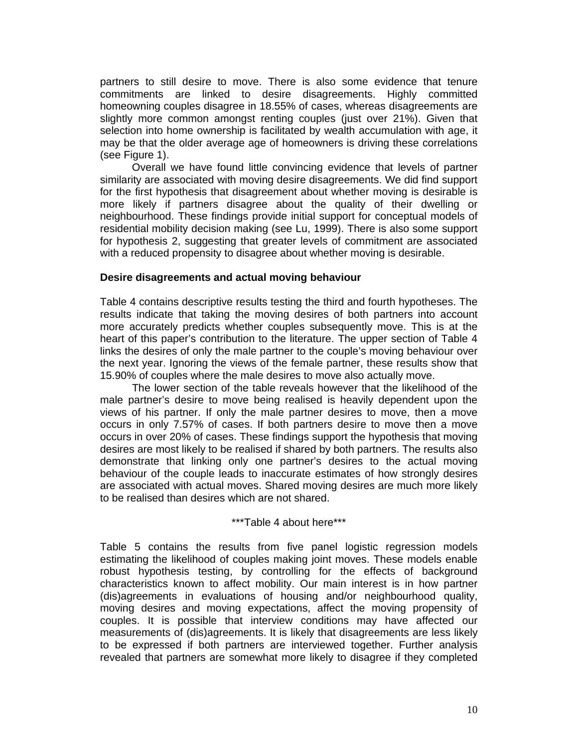partners to still desire to move. There is also some evidence that tenure commitments are linked to desire disagreements. Highly committed homeowning couples disagree in 18.55% of cases, whereas disagreements are slightly more common amongst renting couples (just over 21%). Given that selection into home ownership is facilitated by wealth accumulation with age, it may be that the older average age of homeowners is driving these correlations (see Figure 1).

Overall we have found little convincing evidence that levels of partner similarity are associated with moving desire disagreements. We did find support for the first hypothesis that disagreement about whether moving is desirable is more likely if partners disagree about the quality of their dwelling or neighbourhood. These findings provide initial support for conceptual models of residential mobility decision making (see Lu, 1999). There is also some support for hypothesis 2, suggesting that greater levels of commitment are associated with a reduced propensity to disagree about whether moving is desirable.

**Desire disagreements and actual moving behaviour**

Table 4 contains descriptive results testing the third and fourth hypotheses. The results indicate that taking the moving desires of both partners into account more accurately predicts whether couples subsequently move. This is at the heart of this paper's contribution to the literature. The upper section of Table 4 links the desires of only the male partner to the couple's moving behaviour over the next year. Ignoring the views of the female partner, these results show that 15.90% of couples where the male desires to move also actually move.

The lower section of the table reveals however that the likelihood of the male partner's desire to move being realised is heavily dependent upon the views of his partner. If only the male partner desires to move, then a move occurs in only 7.57% of cases. If both partners desire to move then a move occurs in over 20% of cases. These findings support the hypothesis that moving desires are most likely to be realised if shared by both partners. The results also demonstrate that linking only one partner's desires to the actual moving behaviour of the couple leads to inaccurate estimates of how strongly desires are associated with actual moves. Shared moving desires are much more likely to be realised than desires which are not shared.

***Table 4 about here***

Table 5 contains the results from five panel logistic regression models estimating the likelihood of couples making joint moves. These models enable robust hypothesis testing, by controlling for the effects of background characteristics known to affect mobility. Our main interest is in how partner (dis)agreements in evaluations of housing and/or neighbourhood quality, moving desires and moving expectations, affect the moving propensity of couples. It is possible that interview conditions may have affected our measurements of (dis)agreements. It is likely that disagreements are less likely to be expressed if both partners are interviewed together. Further analysis revealed that partners are somewhat more likely to disagree if they completed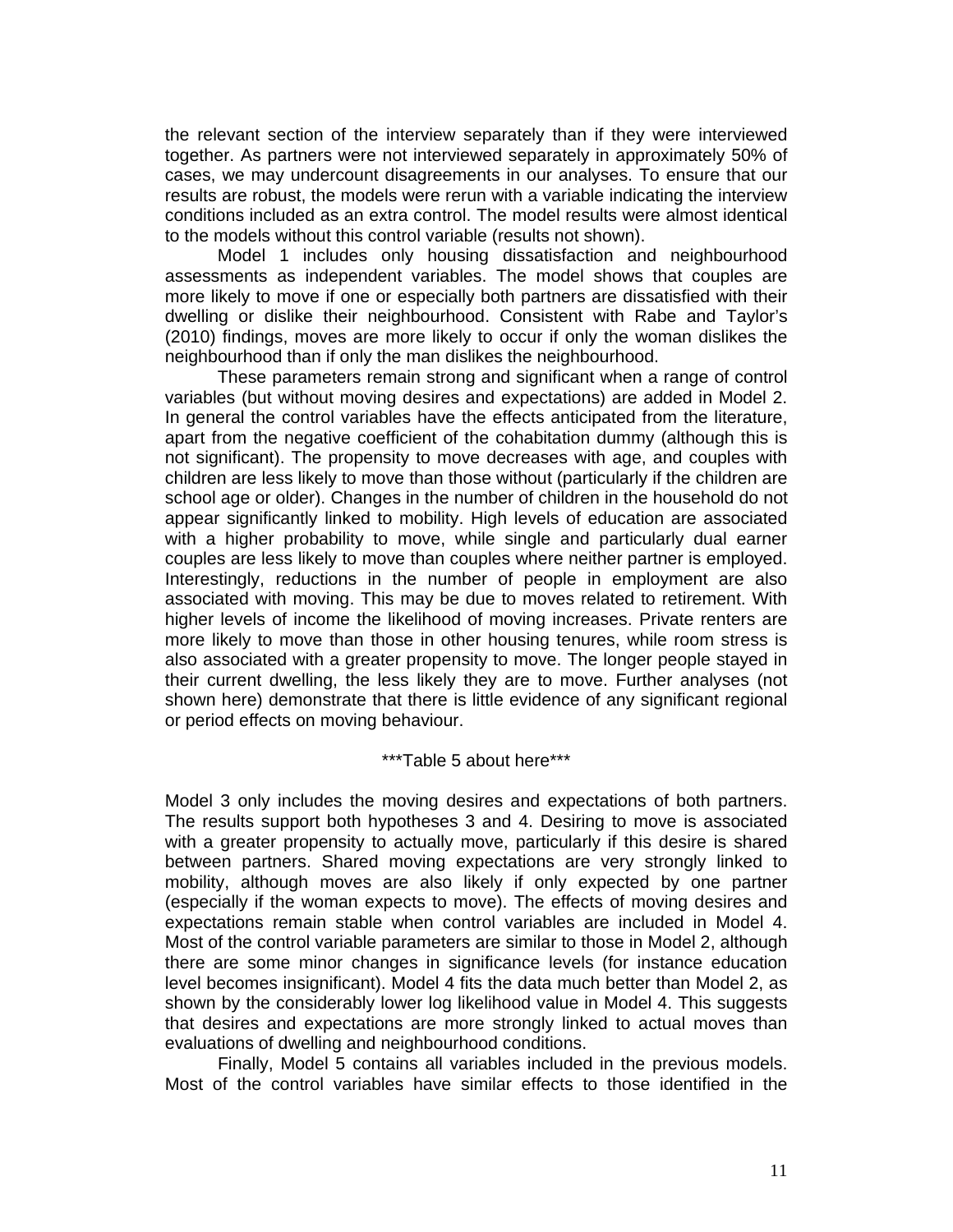the relevant section of the interview separately than if they were interviewed together. As partners were not interviewed separately in approximately 50% of cases, we may undercount disagreements in our analyses. To ensure that our results are robust, the models were rerun with a variable indicating the interview conditions included as an extra control. The model results were almost identical to the models without this control variable (results not shown).

Model 1 includes only housing dissatisfaction and neighbourhood assessments as independent variables. The model shows that couples are more likely to move if one or especially both partners are dissatisfied with their dwelling or dislike their neighbourhood. Consistent with Rabe and Taylor's (2010) findings, moves are more likely to occur if only the woman dislikes the neighbourhood than if only the man dislikes the neighbourhood.

These parameters remain strong and significant when a range of control variables (but without moving desires and expectations) are added in Model 2. In general the control variables have the effects anticipated from the literature, apart from the negative coefficient of the cohabitation dummy (although this is not significant). The propensity to move decreases with age, and couples with children are less likely to move than those without (particularly if the children are school age or older). Changes in the number of children in the household do not appear significantly linked to mobility. High levels of education are associated with a higher probability to move, while single and particularly dual earner couples are less likely to move than couples where neither partner is employed. Interestingly, reductions in the number of people in employment are also associated with moving. This may be due to moves related to retirement. With higher levels of income the likelihood of moving increases. Private renters are more likely to move than those in other housing tenures, while room stress is also associated with a greater propensity to move. The longer people stayed in their current dwelling, the less likely they are to move. Further analyses (not shown here) demonstrate that there is little evidence of any significant regional or period effects on moving behaviour.

***Table 5 about here***

Model 3 only includes the moving desires and expectations of both partners. The results support both hypotheses 3 and 4. Desiring to move is associated with a greater propensity to actually move, particularly if this desire is shared between partners. Shared moving expectations are very strongly linked to mobility, although moves are also likely if only expected by one partner (especially if the woman expects to move). The effects of moving desires and expectations remain stable when control variables are included in Model 4. Most of the control variable parameters are similar to those in Model 2, although there are some minor changes in significance levels (for instance education level becomes insignificant). Model 4 fits the data much better than Model 2, as shown by the considerably lower log likelihood value in Model 4. This suggests that desires and expectations are more strongly linked to actual moves than evaluations of dwelling and neighbourhood conditions.

Finally, Model 5 contains all variables included in the previous models. Most of the control variables have similar effects to those identified in the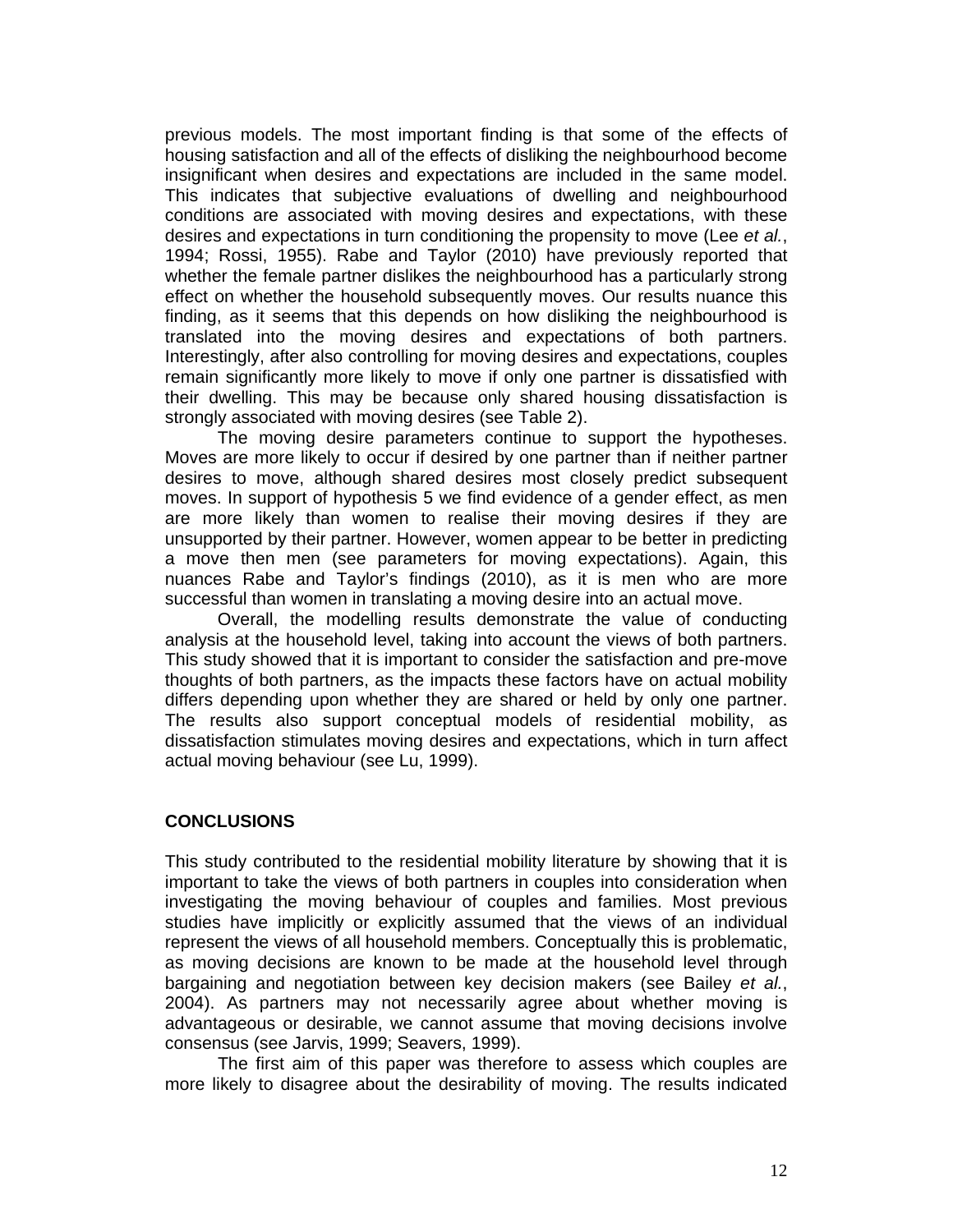previous models. The most important finding is that some of the effects of housing satisfaction and all of the effects of disliking the neighbourhood become insignificant when desires and expectations are included in the same model. This indicates that subjective evaluations of dwelling and neighbourhood conditions are associated with moving desires and expectations, with these desires and expectations in turn conditioning the propensity to move (Lee *et al.*, 1994; Rossi, 1955). Rabe and Taylor (2010) have previously reported that whether the female partner dislikes the neighbourhood has a particularly strong effect on whether the household subsequently moves. Our results nuance this finding, as it seems that this depends on how disliking the neighbourhood is translated into the moving desires and expectations of both partners. Interestingly, after also controlling for moving desires and expectations, couples remain significantly more likely to move if only one partner is dissatisfied with their dwelling. This may be because only shared housing dissatisfaction is strongly associated with moving desires (see Table 2).

The moving desire parameters continue to support the hypotheses. Moves are more likely to occur if desired by one partner than if neither partner desires to move, although shared desires most closely predict subsequent moves. In support of hypothesis 5 we find evidence of a gender effect, as men are more likely than women to realise their moving desires if they are unsupported by their partner. However, women appear to be better in predicting a move then men (see parameters for moving expectations). Again, this nuances Rabe and Taylor's findings (2010), as it is men who are more successful than women in translating a moving desire into an actual move.

Overall, the modelling results demonstrate the value of conducting analysis at the household level, taking into account the views of both partners. This study showed that it is important to consider the satisfaction and pre-move thoughts of both partners, as the impacts these factors have on actual mobility differs depending upon whether they are shared or held by only one partner. The results also support conceptual models of residential mobility, as dissatisfaction stimulates moving desires and expectations, which in turn affect actual moving behaviour (see Lu, 1999).

## CONCLUSIONS

This study contributed to the residential mobility literature by showing that it is important to take the views of both partners in couples into consideration when investigating the moving behaviour of couples and families. Most previous studies have implicitly or explicitly assumed that the views of an individual represent the views of all household members. Conceptually this is problematic, as moving decisions are known to be made at the household level through bargaining and negotiation between key decision makers (see Bailey *et al.*, 2004). As partners may not necessarily agree about whether moving is advantageous or desirable, we cannot assume that moving decisions involve consensus (see Jarvis, 1999; Seavers, 1999).

The first aim of this paper was therefore to assess which couples are more likely to disagree about the desirability of moving. The results indicated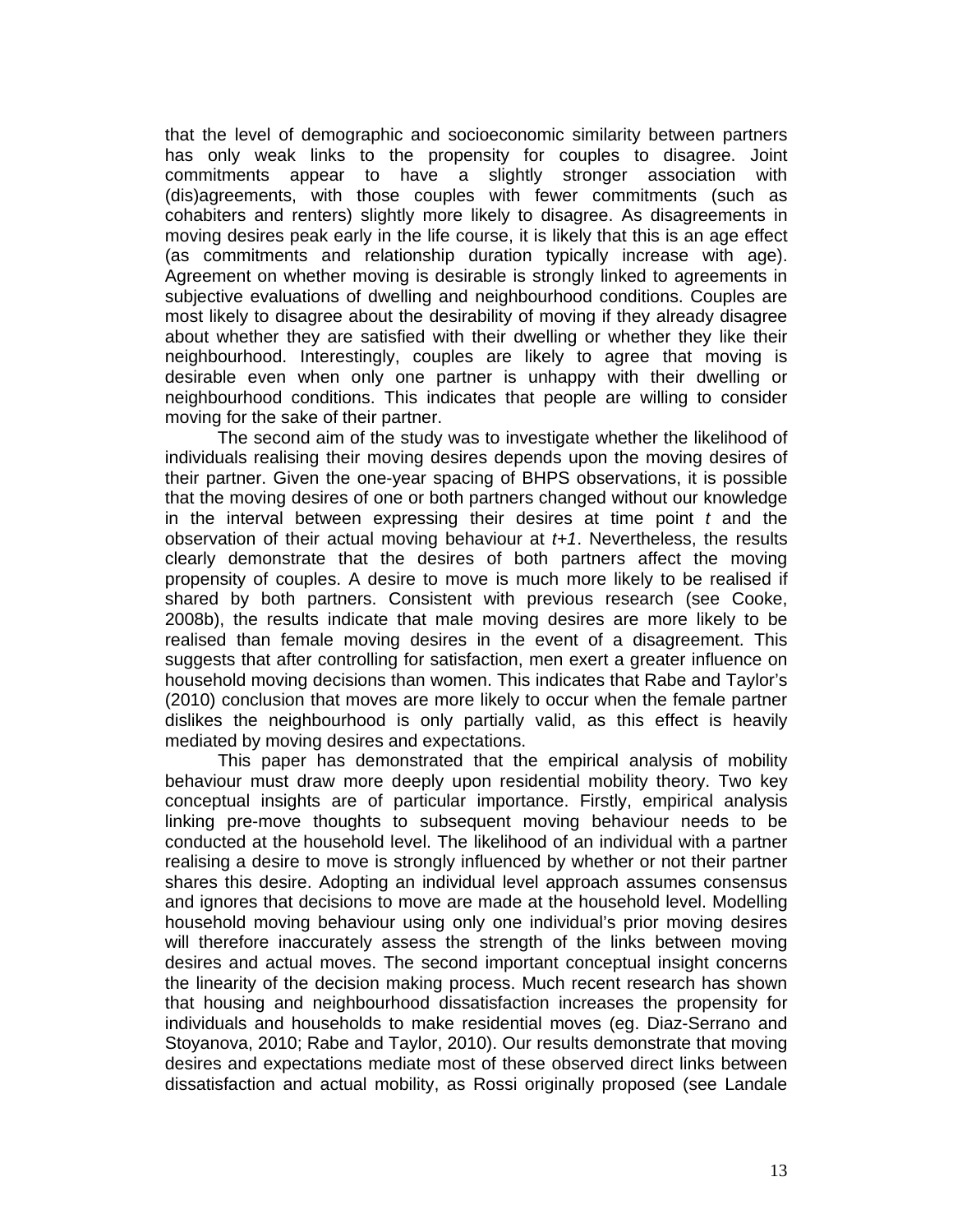that the level of demographic and socioeconomic similarity between partners has only weak links to the propensity for couples to disagree. Joint commitments appear to have a slightly stronger association with (dis)agreements, with those couples with fewer commitments (such as cohabiters and renters) slightly more likely to disagree. As disagreements in moving desires peak early in the life course, it is likely that this is an age effect (as commitments and relationship duration typically increase with age). Agreement on whether moving is desirable is strongly linked to agreements in subjective evaluations of dwelling and neighbourhood conditions. Couples are most likely to disagree about the desirability of moving if they already disagree about whether they are satisfied with their dwelling or whether they like their neighbourhood. Interestingly, couples are likely to agree that moving is desirable even when only one partner is unhappy with their dwelling or neighbourhood conditions. This indicates that people are willing to consider moving for the sake of their partner.

The second aim of the study was to investigate whether the likelihood of individuals realising their moving desires depends upon the moving desires of their partner. Given the one-year spacing of BHPS observations, it is possible that the moving desires of one or both partners changed without our knowledge in the interval between expressing their desires at time point *t* and the observation of their actual moving behaviour at *t+1*. Nevertheless, the results clearly demonstrate that the desires of both partners affect the moving propensity of couples. A desire to move is much more likely to be realised if shared by both partners. Consistent with previous research (see Cooke, 2008b), the results indicate that male moving desires are more likely to be realised than female moving desires in the event of a disagreement. This suggests that after controlling for satisfaction, men exert a greater influence on household moving decisions than women. This indicates that Rabe and Taylor's (2010) conclusion that moves are more likely to occur when the female partner dislikes the neighbourhood is only partially valid, as this effect is heavily mediated by moving desires and expectations.

This paper has demonstrated that the empirical analysis of mobility behaviour must draw more deeply upon residential mobility theory. Two key conceptual insights are of particular importance. Firstly, empirical analysis linking pre-move thoughts to subsequent moving behaviour needs to be conducted at the household level. The likelihood of an individual with a partner realising a desire to move is strongly influenced by whether or not their partner shares this desire. Adopting an individual level approach assumes consensus and ignores that decisions to move are made at the household level. Modelling household moving behaviour using only one individual's prior moving desires will therefore inaccurately assess the strength of the links between moving desires and actual moves. The second important conceptual insight concerns the linearity of the decision making process. Much recent research has shown that housing and neighbourhood dissatisfaction increases the propensity for individuals and households to make residential moves (eg. Diaz-Serrano and Stoyanova, 2010; Rabe and Taylor, 2010). Our results demonstrate that moving desires and expectations mediate most of these observed direct links between dissatisfaction and actual mobility, as Rossi originally proposed (see Landale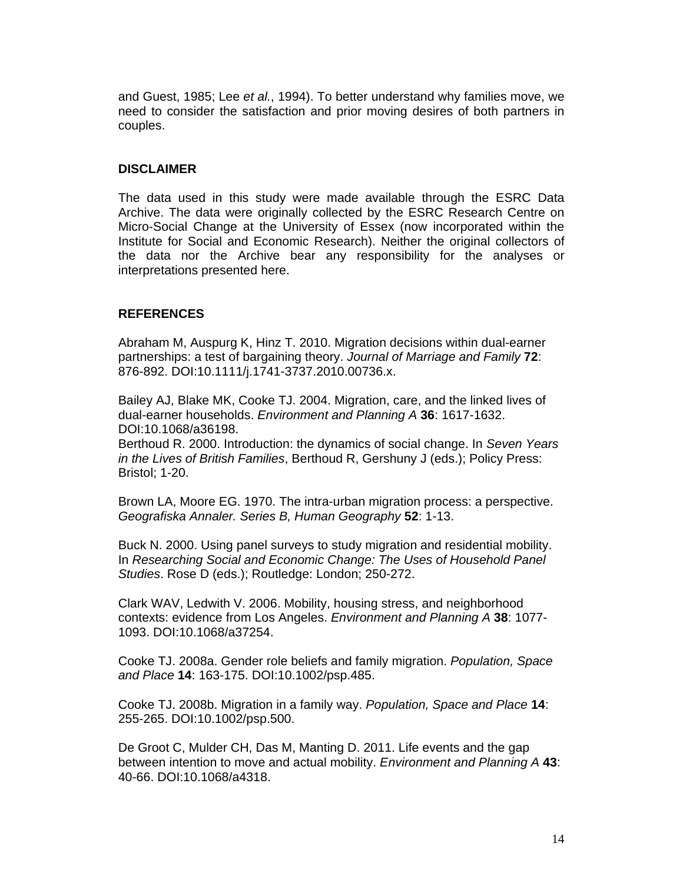and Guest, 1985; Lee *et al.*, 1994). To better understand why families move, we need to consider the satisfaction and prior moving desires of both partners in couples.

## DISCLAIMER

The data used in this study were made available through the ESRC Data Archive. The data were originally collected by the ESRC Research Centre on Micro-Social Change at the University of Essex (now incorporated within the Institute for Social and Economic Research). Neither the original collectors of the data nor the Archive bear any responsibility for the analyses or interpretations presented here.

## REFERENCES

Abraham M, Auspurg K, Hinz T. 2010. Migration decisions within dual-earner partnerships: a test of bargaining theory. *Journal of Marriage and Family* **72**: 876-892. DOI:10.1111/j.1741-3737.2010.00736.x.

Bailey AJ, Blake MK, Cooke TJ. 2004. Migration, care, and the linked lives of dual-earner households. *Environment and Planning A* **36**: 1617-1632. DOI:10.1068/a36198.

Berthoud R. 2000. Introduction: the dynamics of social change. In *Seven Years in the Lives of British Families*, Berthoud R, Gershuny J (eds.); Policy Press: Bristol; 1-20.

Brown LA, Moore EG. 1970. The intra-urban migration process: a perspective. *Geografiska Annaler. Series B, Human Geography* **52**: 1-13.

Buck N. 2000. Using panel surveys to study migration and residential mobility. In *Researching Social and Economic Change: The Uses of Household Panel Studies*. Rose D (eds.); Routledge: London; 250-272.

Clark WAV, Ledwith V. 2006. Mobility, housing stress, and neighborhood contexts: evidence from Los Angeles. *Environment and Planning A* **38**: 1077-1093. DOI:10.1068/a37254.

Cooke TJ. 2008a. Gender role beliefs and family migration. *Population, Space and Place* **14**: 163-175. DOI:10.1002/psp.485.

Cooke TJ. 2008b. Migration in a family way. *Population, Space and Place* **14**: 255-265. DOI:10.1002/psp.500.

De Groot C, Mulder CH, Das M, Manting D. 2011. Life events and the gap between intention to move and actual mobility. *Environment and Planning A* **43**: 40-66. DOI:10.1068/a4318.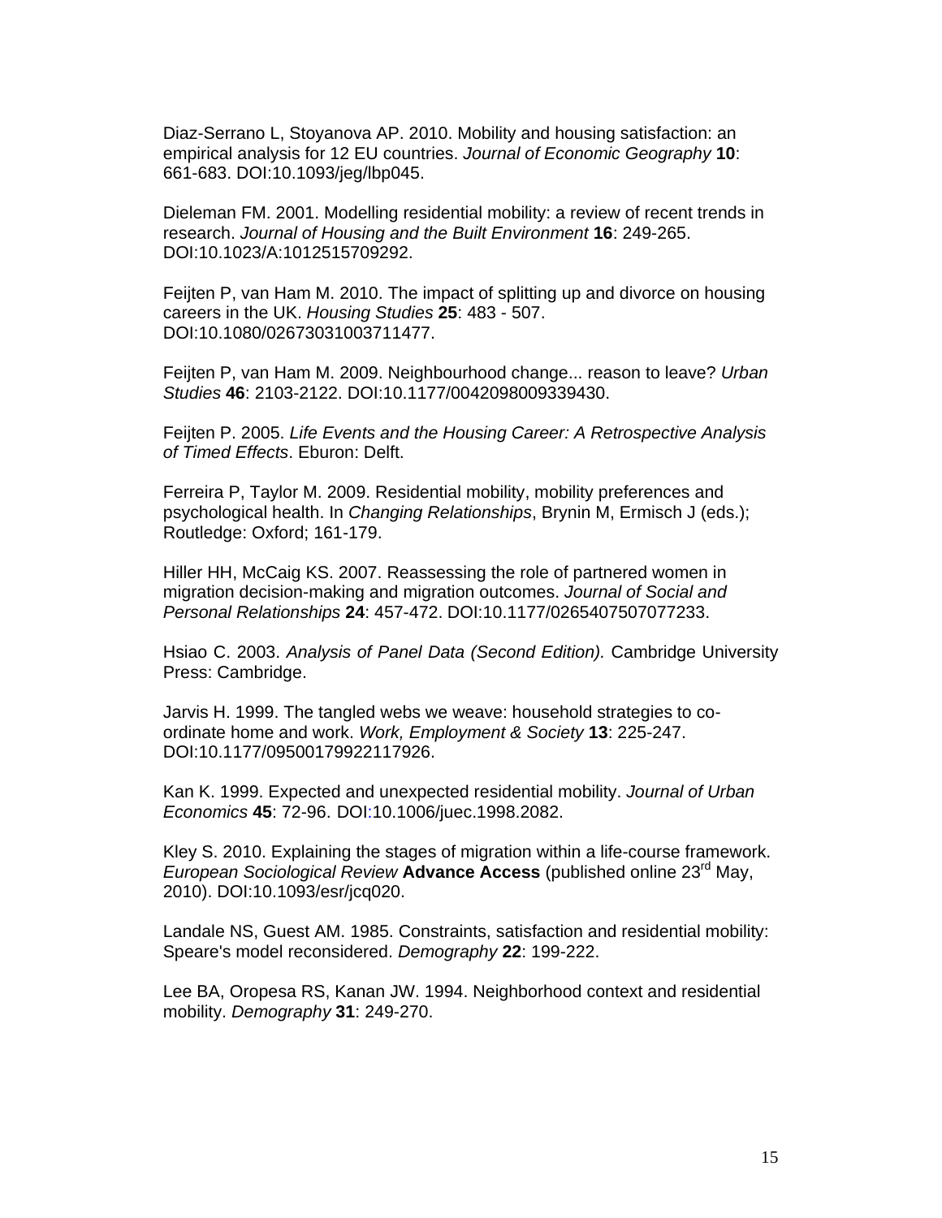Diaz-Serrano L, Stoyanova AP. 2010. Mobility and housing satisfaction: an empirical analysis for 12 EU countries. *Journal of Economic Geography* **10**: 661-683. DOI:10.1093/jeg/lbp045.

Dieleman FM. 2001. Modelling residential mobility: a review of recent trends in research. *Journal of Housing and the Built Environment* **16**: 249-265. DOI:10.1023/A:1012515709292.

Feijten P, van Ham M. 2010. The impact of splitting up and divorce on housing careers in the UK. *Housing Studies* **25**: 483 - 507. DOI:10.1080/02673031003711477.

Feijten P, van Ham M. 2009. Neighbourhood change... reason to leave? *Urban Studies* **46**: 2103-2122. DOI:10.1177/0042098009339430.

Feijten P. 2005. *Life Events and the Housing Career: A Retrospective Analysis of Timed Effects*. Eburon: Delft.

Ferreira P, Taylor M. 2009. Residential mobility, mobility preferences and psychological health. In *Changing Relationships*, Brynin M, Ermisch J (eds.); Routledge: Oxford; 161-179.

Hiller HH, McCaig KS. 2007. Reassessing the role of partnered women in migration decision-making and migration outcomes. *Journal of Social and Personal Relationships* **24**: 457-472. DOI:10.1177/0265407507077233.

Hsiao C. 2003. *Analysis of Panel Data (Second Edition).* Cambridge University Press: Cambridge.

Jarvis H. 1999. The tangled webs we weave: household strategies to co-ordinate home and work. *Work, Employment & Society* **13**: 225-247. DOI:10.1177/09500179922117926.

Kan K. 1999. Expected and unexpected residential mobility. *Journal of Urban Economics* **45**: 72-96. DOI:10.1006/juec.1998.2082.

Kley S. 2010. Explaining the stages of migration within a life-course framework. *European Sociological Review* **Advance Access** (published online 23rd May, 2010). DOI:10.1093/esr/jcq020.

Landale NS, Guest AM. 1985. Constraints, satisfaction and residential mobility: Speare's model reconsidered. *Demography* **22**: 199-222.

Lee BA, Oropesa RS, Kanan JW. 1994. Neighborhood context and residential mobility. *Demography* **31**: 249-270.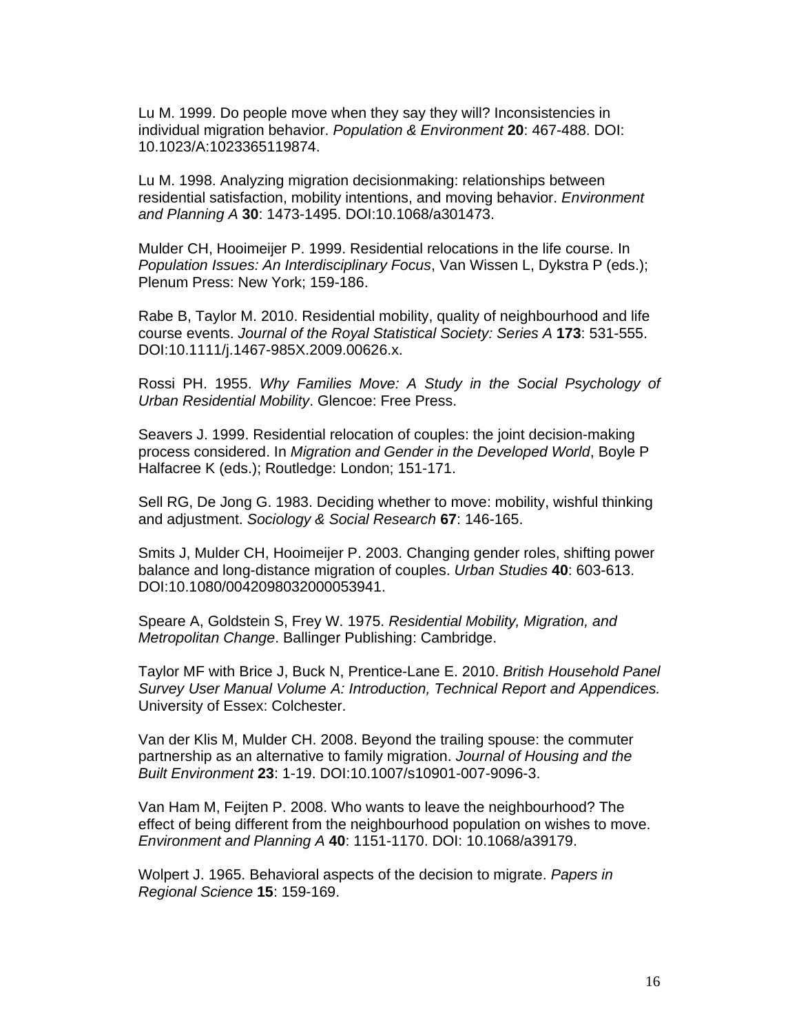Lu M. 1999. Do people move when they say they will? Inconsistencies in individual migration behavior. *Population & Environment* **20**: 467-488. DOI: 10.1023/A:1023365119874.

Lu M. 1998. Analyzing migration decisionmaking: relationships between residential satisfaction, mobility intentions, and moving behavior. *Environment and Planning A* **30**: 1473-1495. DOI:10.1068/a301473.

Mulder CH, Hooimeijer P. 1999. Residential relocations in the life course. In *Population Issues: An Interdisciplinary Focus*, Van Wissen L, Dykstra P (eds.); Plenum Press: New York; 159-186.

Rabe B, Taylor M. 2010. Residential mobility, quality of neighbourhood and life course events. *Journal of the Royal Statistical Society: Series A* **173**: 531-555. DOI:10.1111/j.1467-985X.2009.00626.x.

Rossi PH. 1955. *Why Families Move: A Study in the Social Psychology of Urban Residential Mobility*. Glencoe: Free Press.

Seavers J. 1999. Residential relocation of couples: the joint decision-making process considered. In *Migration and Gender in the Developed World*, Boyle P Halfacree K (eds.); Routledge: London; 151-171.

Sell RG, De Jong G. 1983. Deciding whether to move: mobility, wishful thinking and adjustment. *Sociology & Social Research* **67**: 146-165.

Smits J, Mulder CH, Hooimeijer P. 2003. Changing gender roles, shifting power balance and long-distance migration of couples. *Urban Studies* **40**: 603-613. DOI:10.1080/0042098032000053941.

Speare A, Goldstein S, Frey W. 1975. *Residential Mobility, Migration, and Metropolitan Change*. Ballinger Publishing: Cambridge.

Taylor MF with Brice J, Buck N, Prentice-Lane E. 2010. *British Household Panel Survey User Manual Volume A: Introduction, Technical Report and Appendices.* University of Essex: Colchester.

Van der Klis M, Mulder CH. 2008. Beyond the trailing spouse: the commuter partnership as an alternative to family migration. *Journal of Housing and the Built Environment* **23**: 1-19. DOI:10.1007/s10901-007-9096-3.

Van Ham M, Feijten P. 2008. Who wants to leave the neighbourhood? The effect of being different from the neighbourhood population on wishes to move. *Environment and Planning A* **40**: 1151-1170. DOI: 10.1068/a39179.

Wolpert J. 1965. Behavioral aspects of the decision to migrate. *Papers in Regional Science* **15**: 159-169.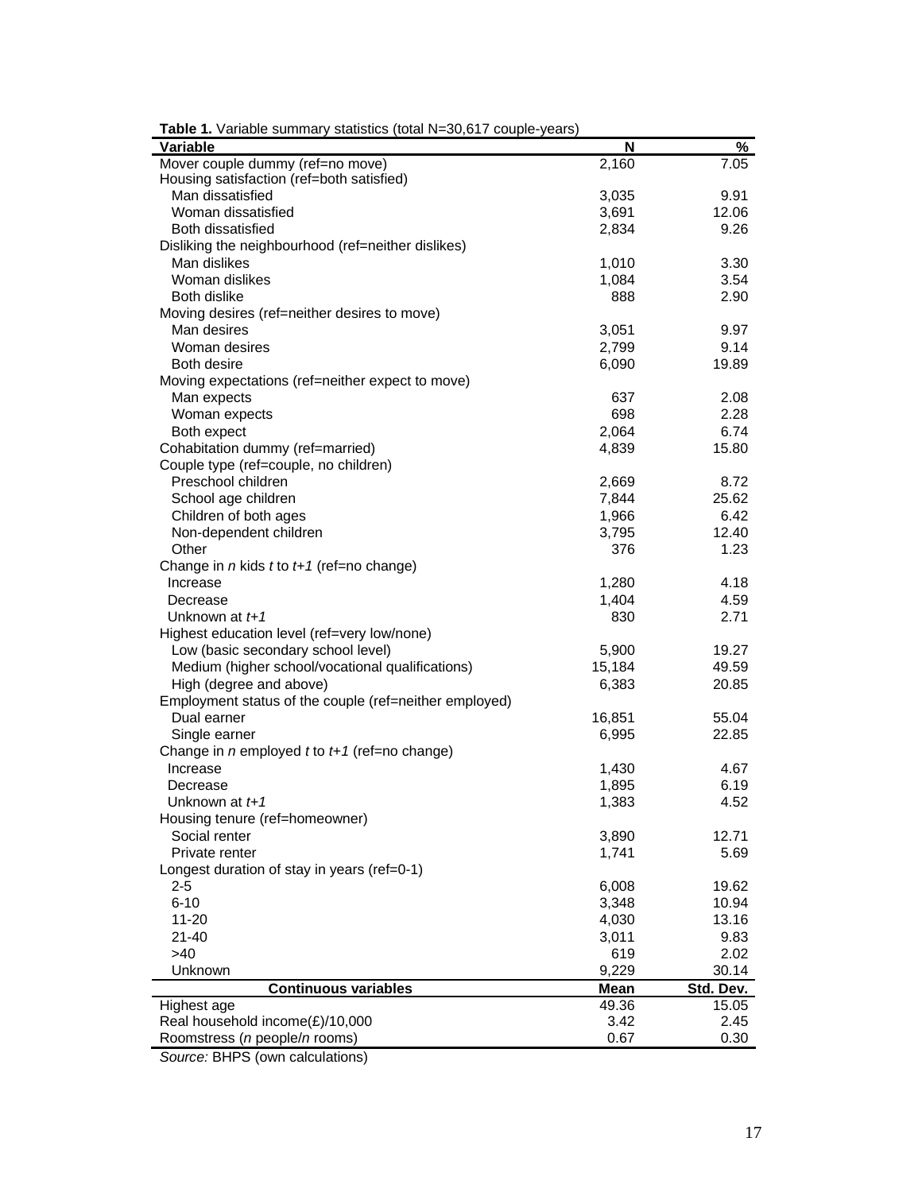**Table 1.** Variable summary statistics (total N=30,617 couple-years)

| Variable | N | % |
|---|---|---|
| Mover couple dummy (ref=no move) | 2,160 | 7.05 |
| Housing satisfaction (ref=both satisfied) | | |
| Man dissatisfied | 3,035 | 9.91 |
| Woman dissatisfied | 3,691 | 12.06 |
| Both dissatisfied | 2,834 | 9.26 |
| Disliking the neighbourhood (ref=neither dislikes) | | |
| Man dislikes | 1,010 | 3.30 |
| Woman dislikes | 1,084 | 3.54 |
| Both dislike | 888 | 2.90 |
| Moving desires (ref=neither desires to move) | | |
| Man desires | 3,051 | 9.97 |
| Woman desires | 2,799 | 9.14 |
| Both desire | 6,090 | 19.89 |
| Moving expectations (ref=neither expect to move) | | |
| Man expects | 637 | 2.08 |
| Woman expects | 698 | 2.28 |
| Both expect | 2,064 | 6.74 |
| Cohabitation dummy (ref=married) | 4,839 | 15.80 |
| Couple type (ref=couple, no children) | | |
| Preschool children | 2,669 | 8.72 |
| School age children | 7,844 | 25.62 |
| Children of both ages | 1,966 | 6.42 |
| Non-dependent children | 3,795 | 12.40 |
| Other | 376 | 1.23 |
| Change in *n* kids *t* to *t+1* (ref=no change) | | |
| Increase | 1,280 | 4.18 |
| Decrease | 1,404 | 4.59 |
| Unknown at *t+1* | 830 | 2.71 |
| Highest education level (ref=very low/none) | | |
| Low (basic secondary school level) | 5,900 | 19.27 |
| Medium (higher school/vocational qualifications) | 15,184 | 49.59 |
| High (degree and above) | 6,383 | 20.85 |
| Employment status of the couple (ref=neither employed) | | |
| Dual earner | 16,851 | 55.04 |
| Single earner | 6,995 | 22.85 |
| Change in *n* employed *t* to *t+1* (ref=no change) | | |
| Increase | 1,430 | 4.67 |
| Decrease | 1,895 | 6.19 |
| Unknown at *t+1* | 1,383 | 4.52 |
| Housing tenure (ref=homeowner) | | |
| Social renter | 3,890 | 12.71 |
| Private renter | 1,741 | 5.69 |
| Longest duration of stay in years (ref=0-1) | | |
| 2-5 | 6,008 | 19.62 |
| 6-10 | 3,348 | 10.94 |
| 11-20 | 4,030 | 13.16 |
| 21-40 | 3,011 | 9.83 |
| >40 | 619 | 2.02 |
| Unknown | 9,229 | 30.14 |
| **Continuous variables** | **Mean** | **Std. Dev.** |
| Highest age | 49.36 | 15.05 |
| Real household income(£)/10,000 | 3.42 | 2.45 |
| Roomstress (*n* people/*n* rooms) | 0.67 | 0.30 |

*Source:* BHPS (own calculations)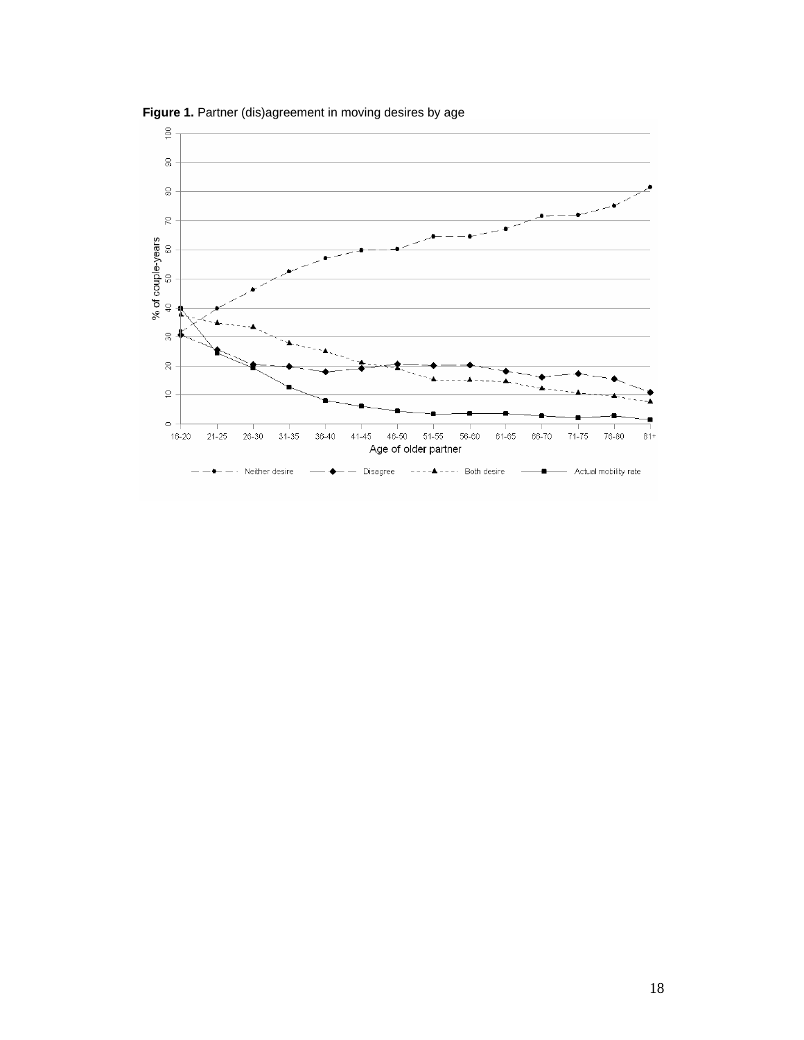**Figure 1.** Partner (dis)agreement in moving desires by age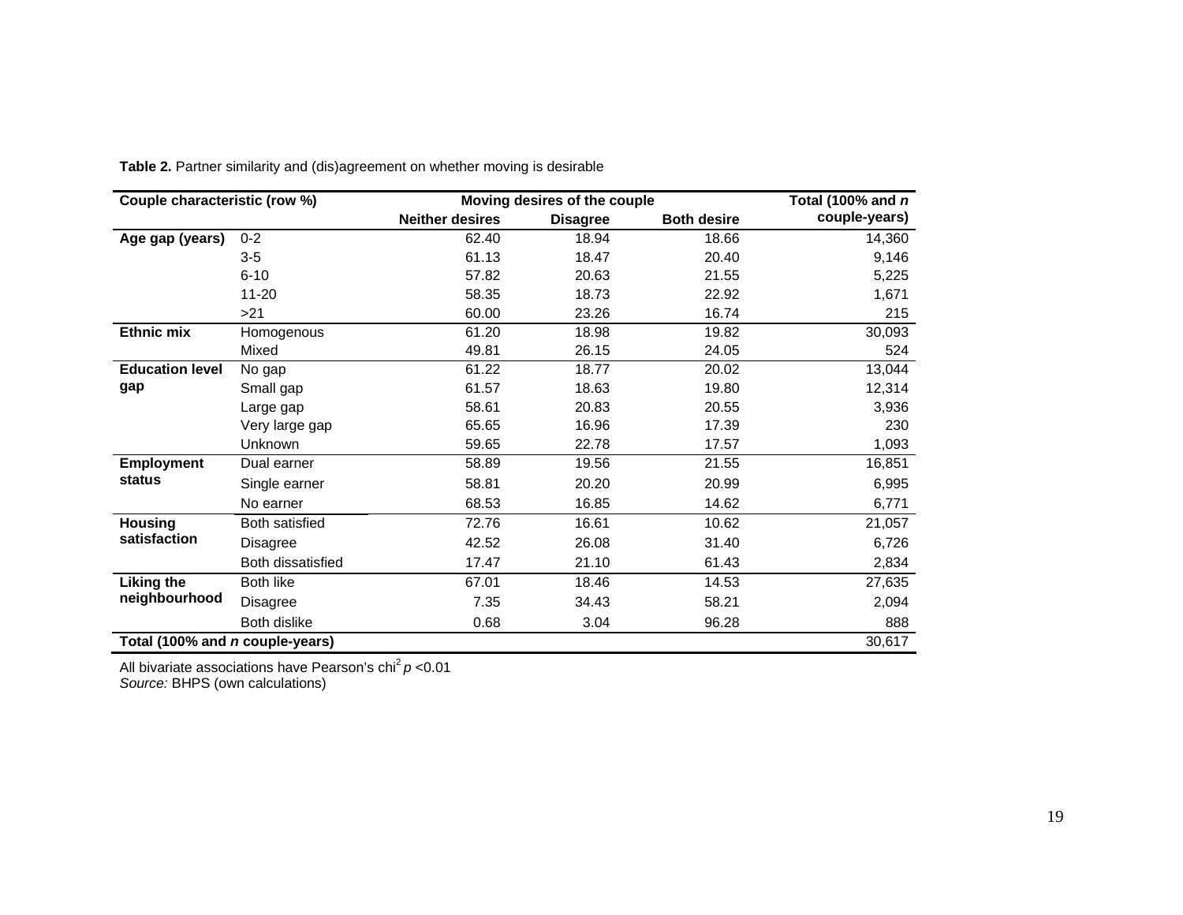**Table 2.** Partner similarity and (dis)agreement on whether moving is desirable

| Couple characteristic (row %) | | Moving desires of the couple | | | Total (100% and *n* couple-years) |
|---|---|---|---|---|---|
| | | Neither desires | Disagree | Both desire | |
| **Age gap (years)** | 0-2 | 62.40 | 18.94 | 18.66 | 14,360 |
| | 3-5 | 61.13 | 18.47 | 20.40 | 9,146 |
| | 6-10 | 57.82 | 20.63 | 21.55 | 5,225 |
| | 11-20 | 58.35 | 18.73 | 22.92 | 1,671 |
| | >21 | 60.00 | 23.26 | 16.74 | 215 |
| **Ethnic mix** | Homogenous | 61.20 | 18.98 | 19.82 | 30,093 |
| | Mixed | 49.81 | 26.15 | 24.05 | 524 |
| **Education level gap** | No gap | 61.22 | 18.77 | 20.02 | 13,044 |
| | Small gap | 61.57 | 18.63 | 19.80 | 12,314 |
| | Large gap | 58.61 | 20.83 | 20.55 | 3,936 |
| | Very large gap | 65.65 | 16.96 | 17.39 | 230 |
| | Unknown | 59.65 | 22.78 | 17.57 | 1,093 |
| **Employment status** | Dual earner | 58.89 | 19.56 | 21.55 | 16,851 |
| | Single earner | 58.81 | 20.20 | 20.99 | 6,995 |
| | No earner | 68.53 | 16.85 | 14.62 | 6,771 |
| **Housing satisfaction** | Both satisfied | 72.76 | 16.61 | 10.62 | 21,057 |
| | Disagree | 42.52 | 26.08 | 31.40 | 6,726 |
| | Both dissatisfied | 17.47 | 21.10 | 61.43 | 2,834 |
| **Liking the neighbourhood** | Both like | 67.01 | 18.46 | 14.53 | 27,635 |
| | Disagree | 7.35 | 34.43 | 58.21 | 2,094 |
| | Both dislike | 0.68 | 3.04 | 96.28 | 888 |
| **Total (100% and *n* couple-years)** | | | | | 30,617 |

All bivariate associations have Pearson's chi$^2$ $p$ <0.01
*Source:* BHPS (own calculations)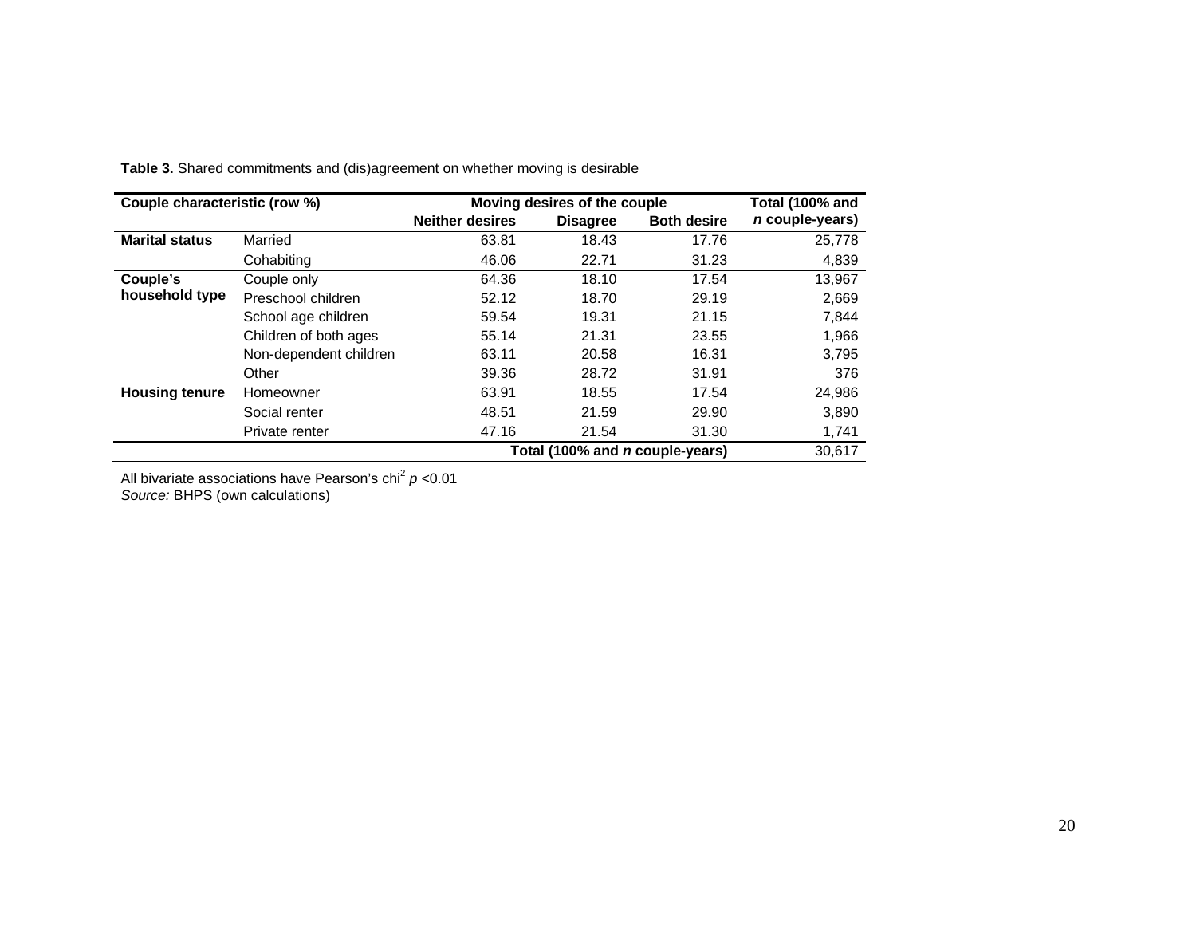**Table 3.** Shared commitments and (dis)agreement on whether moving is desirable

| Couple characteristic (row %) | | Moving desires of the couple | | | Total (100% and *n* couple-years) |
|---|---|---|---|---|---|
| | | Neither desires | Disagree | Both desire | |
| **Marital status** | Married | 63.81 | 18.43 | 17.76 | 25,778 |
| | Cohabiting | 46.06 | 22.71 | 31.23 | 4,839 |
| **Couple's household type** | Couple only | 64.36 | 18.10 | 17.54 | 13,967 |
| | Preschool children | 52.12 | 18.70 | 29.19 | 2,669 |
| | School age children | 59.54 | 19.31 | 21.15 | 7,844 |
| | Children of both ages | 55.14 | 21.31 | 23.55 | 1,966 |
| | Non-dependent children | 63.11 | 20.58 | 16.31 | 3,795 |
| | Other | 39.36 | 28.72 | 31.91 | 376 |
| **Housing tenure** | Homeowner | 63.91 | 18.55 | 17.54 | 24,986 |
| | Social renter | 48.51 | 21.59 | 29.90 | 3,890 |
| | Private renter | 47.16 | 21.54 | 31.30 | 1,741 |
| | | | | **Total (100% and *n* couple-years)** | 30,617 |

All bivariate associations have Pearson's chi$^2$ $p < 0.01$

*Source:* BHPS (own calculations)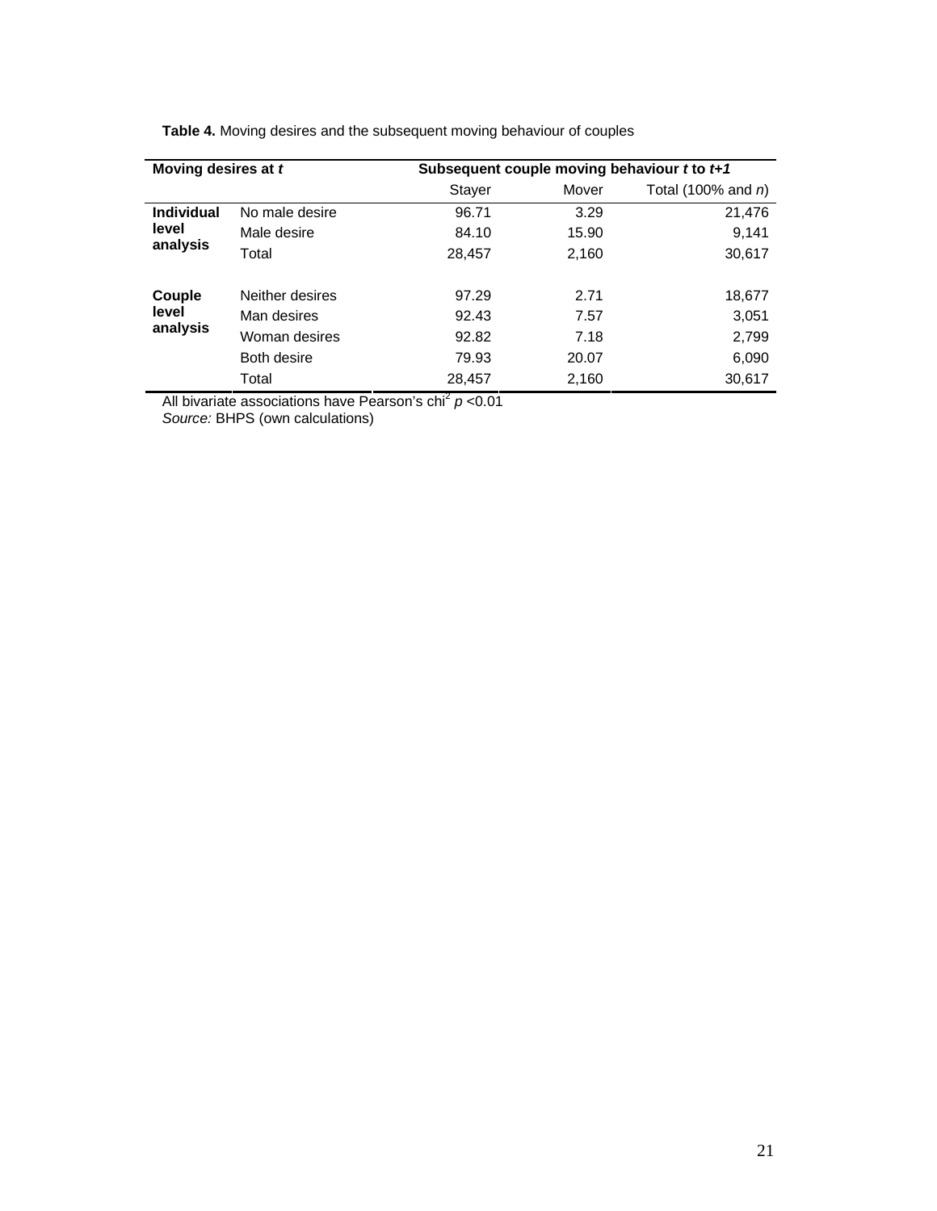**Table 4.** Moving desires and the subsequent moving behaviour of couples

| Moving desires at *t* | | Subsequent couple moving behaviour *t* to *t+1* | | |
|---|---|---|---|---|
| | | Stayer | Mover | Total (100% and *n*) |
| **Individual level analysis** | No male desire | 96.71 | 3.29 | 21,476 |
| | Male desire | 84.10 | 15.90 | 9,141 |
| | Total | 28,457 | 2,160 | 30,617 |
| **Couple level analysis** | Neither desires | 97.29 | 2.71 | 18,677 |
| | Man desires | 92.43 | 7.57 | 3,051 |
| | Woman desires | 92.82 | 7.18 | 2,799 |
| | Both desire | 79.93 | 20.07 | 6,090 |
| | Total | 28,457 | 2,160 | 30,617 |

All bivariate associations have Pearson's $\chi^2$ $p$ <0.01

*Source:* BHPS (own calculations)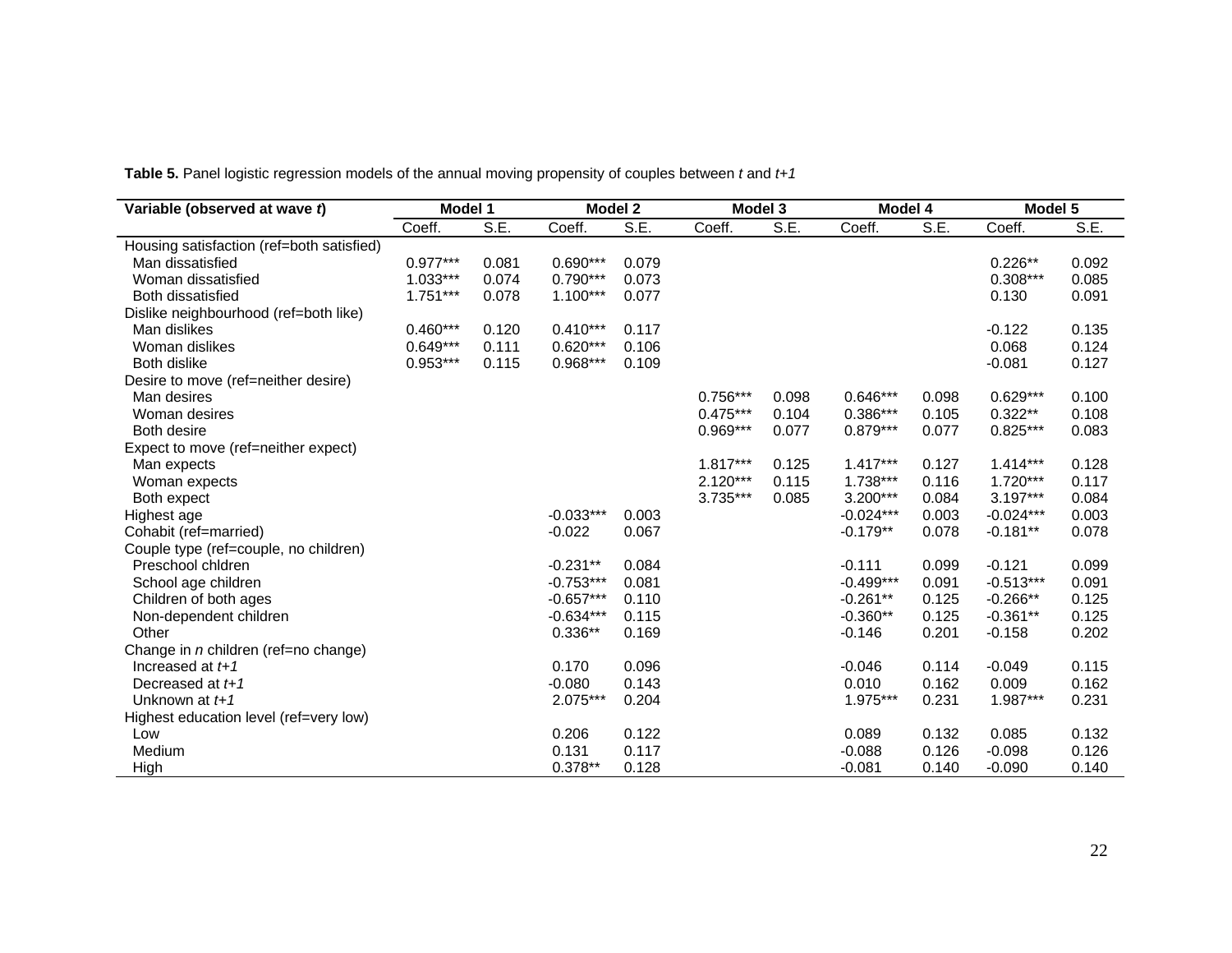**Table 5.** Panel logistic regression models of the annual moving propensity of couples between *t* and *t+1*

| Variable (observed at wave *t*) | Model 1 | | Model 2 | | Model 3 | | Model 4 | | Model 5 | |
|---|---|---|---|---|---|---|---|---|---|---|
| | Coeff. | S.E. | Coeff. | S.E. | Coeff. | S.E. | Coeff. | S.E. | Coeff. | S.E. |
| Housing satisfaction (ref=both satisfied) | | | | | | | | | | |
| Man dissatisfied | 0.977*** | 0.081 | 0.690*** | 0.079 | | | | | 0.226** | 0.092 |
| Woman dissatisfied | 1.033*** | 0.074 | 0.790*** | 0.073 | | | | | 0.308*** | 0.085 |
| Both dissatisfied | 1.751*** | 0.078 | 1.100*** | 0.077 | | | | | 0.130 | 0.091 |
| Dislike neighbourhood (ref=both like) | | | | | | | | | | |
| Man dislikes | 0.460*** | 0.120 | 0.410*** | 0.117 | | | | | -0.122 | 0.135 |
| Woman dislikes | 0.649*** | 0.111 | 0.620*** | 0.106 | | | | | 0.068 | 0.124 |
| Both dislike | 0.953*** | 0.115 | 0.968*** | 0.109 | | | | | -0.081 | 0.127 |
| Desire to move (ref=neither desire) | | | | | | | | | | |
| Man desires | | | | | 0.756*** | 0.098 | 0.646*** | 0.098 | 0.629*** | 0.100 |
| Woman desires | | | | | 0.475*** | 0.104 | 0.386*** | 0.105 | 0.322** | 0.108 |
| Both desire | | | | | 0.969*** | 0.077 | 0.879*** | 0.077 | 0.825*** | 0.083 |
| Expect to move (ref=neither expect) | | | | | | | | | | |
| Man expects | | | | | 1.817*** | 0.125 | 1.417*** | 0.127 | 1.414*** | 0.128 |
| Woman expects | | | | | 2.120*** | 0.115 | 1.738*** | 0.116 | 1.720*** | 0.117 |
| Both expect | | | | | 3.735*** | 0.085 | 3.200*** | 0.084 | 3.197*** | 0.084 |
| Highest age | | | -0.033*** | 0.003 | | | -0.024*** | 0.003 | -0.024*** | 0.003 |
| Cohabit (ref=married) | | | -0.022 | 0.067 | | | -0.179** | 0.078 | -0.181** | 0.078 |
| Couple type (ref=couple, no children) | | | | | | | | | | |
| Preschool chldren | | | -0.231** | 0.084 | | | -0.111 | 0.099 | -0.121 | 0.099 |
| School age children | | | -0.753*** | 0.081 | | | -0.499*** | 0.091 | -0.513*** | 0.091 |
| Children of both ages | | | -0.657*** | 0.110 | | | -0.261** | 0.125 | -0.266** | 0.125 |
| Non-dependent children | | | -0.634*** | 0.115 | | | -0.360** | 0.125 | -0.361** | 0.125 |
| Other | | | 0.336** | 0.169 | | | -0.146 | 0.201 | -0.158 | 0.202 |
| Change in *n* children (ref=no change) | | | | | | | | | | |
| Increased at *t+1* | | | 0.170 | 0.096 | | | -0.046 | 0.114 | -0.049 | 0.115 |
| Decreased at *t+1* | | | -0.080 | 0.143 | | | 0.010 | 0.162 | 0.009 | 0.162 |
| Unknown at *t+1* | | | 2.075*** | 0.204 | | | 1.975*** | 0.231 | 1.987*** | 0.231 |
| Highest education level (ref=very low) | | | | | | | | | | |
| Low | | | 0.206 | 0.122 | | | 0.089 | 0.132 | 0.085 | 0.132 |
| Medium | | | 0.131 | 0.117 | | | -0.088 | 0.126 | -0.098 | 0.126 |
| High | | | 0.378** | 0.128 | | | -0.081 | 0.140 | -0.090 | 0.140 |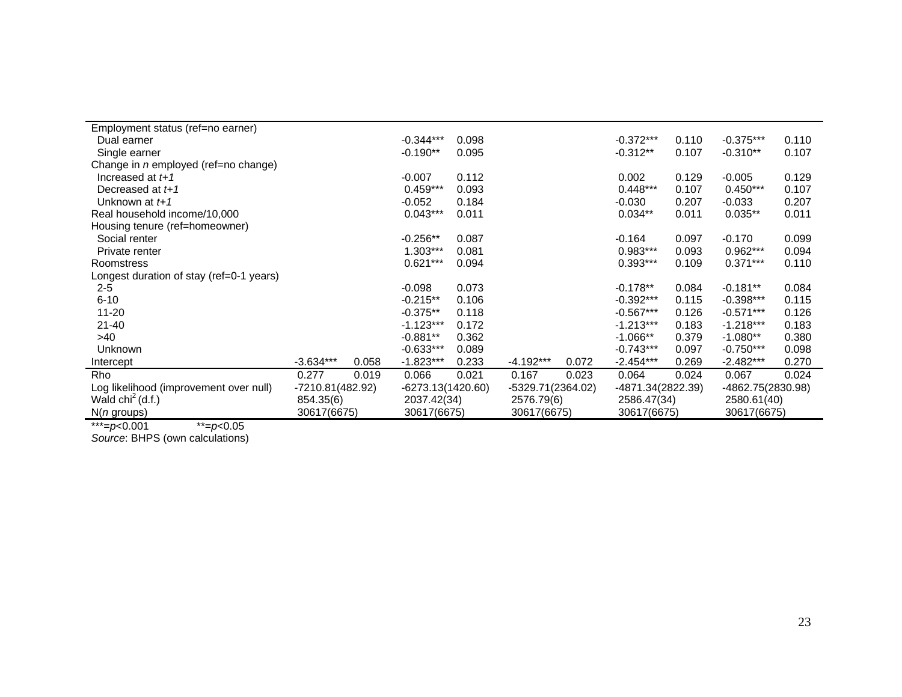| | | | | | | | | | | |
|---|---|---|---|---|---|---|---|---|---|---|
| Employment status (ref=no earner) | | | | | | | | | | |
| Dual earner | | | -0.344*** | 0.098 | | | -0.372*** | 0.110 | -0.375*** | 0.110 |
| Single earner | | | -0.190** | 0.095 | | | -0.312** | 0.107 | -0.310** | 0.107 |
| Change in *n* employed (ref=no change) | | | | | | | | | | |
| Increased at *t+1* | | | -0.007 | 0.112 | | | 0.002 | 0.129 | -0.005 | 0.129 |
| Decreased at *t+1* | | | 0.459*** | 0.093 | | | 0.448*** | 0.107 | 0.450*** | 0.107 |
| Unknown at *t+1* | | | -0.052 | 0.184 | | | -0.030 | 0.207 | -0.033 | 0.207 |
| Real household income/10,000 | | | 0.043*** | 0.011 | | | 0.034** | 0.011 | 0.035** | 0.011 |
| Housing tenure (ref=homeowner) | | | | | | | | | | |
| Social renter | | | -0.256** | 0.087 | | | -0.164 | 0.097 | -0.170 | 0.099 |
| Private renter | | | 1.303*** | 0.081 | | | 0.983*** | 0.093 | 0.962*** | 0.094 |
| Roomstress | | | 0.621*** | 0.094 | | | 0.393*** | 0.109 | 0.371*** | 0.110 |
| Longest duration of stay (ref=0-1 years) | | | | | | | | | | |
| 2-5 | | | -0.098 | 0.073 | | | -0.178** | 0.084 | -0.181** | 0.084 |
| 6-10 | | | -0.215** | 0.106 | | | -0.392*** | 0.115 | -0.398*** | 0.115 |
| 11-20 | | | -0.375** | 0.118 | | | -0.567*** | 0.126 | -0.571*** | 0.126 |
| 21-40 | | | -1.123*** | 0.172 | | | -1.213*** | 0.183 | -1.218*** | 0.183 |
| >40 | | | -0.881** | 0.362 | | | -1.066** | 0.379 | -1.080** | 0.380 |
| Unknown | | | -0.633*** | 0.089 | | | -0.743*** | 0.097 | -0.750*** | 0.098 |
| Intercept | -3.634*** | 0.058 | -1.823*** | 0.233 | -4.192*** | 0.072 | -2.454*** | 0.269 | -2.482*** | 0.270 |
| Rho | 0.277 | 0.019 | 0.066 | 0.021 | 0.167 | 0.023 | 0.064 | 0.024 | 0.067 | 0.024 |
| Log likelihood (improvement over null) | -7210.81(482.92) | | -6273.13(1420.60) | | -5329.71(2364.02) | | -4871.34(2822.39) | | -4862.75(2830.98) | |
| Wald $chi^2$ (d.f.) | 854.35(6) | | 2037.42(34) | | 2576.79(6) | | 2586.47(34) | | 2580.61(40) | |
| N(*n* groups) | 30617(6675) | | 30617(6675) | | 30617(6675) | | 30617(6675) | | 30617(6675) | |

***=*p*<0.001 **=*p*<0.05

*Source*: BHPS (own calculations)